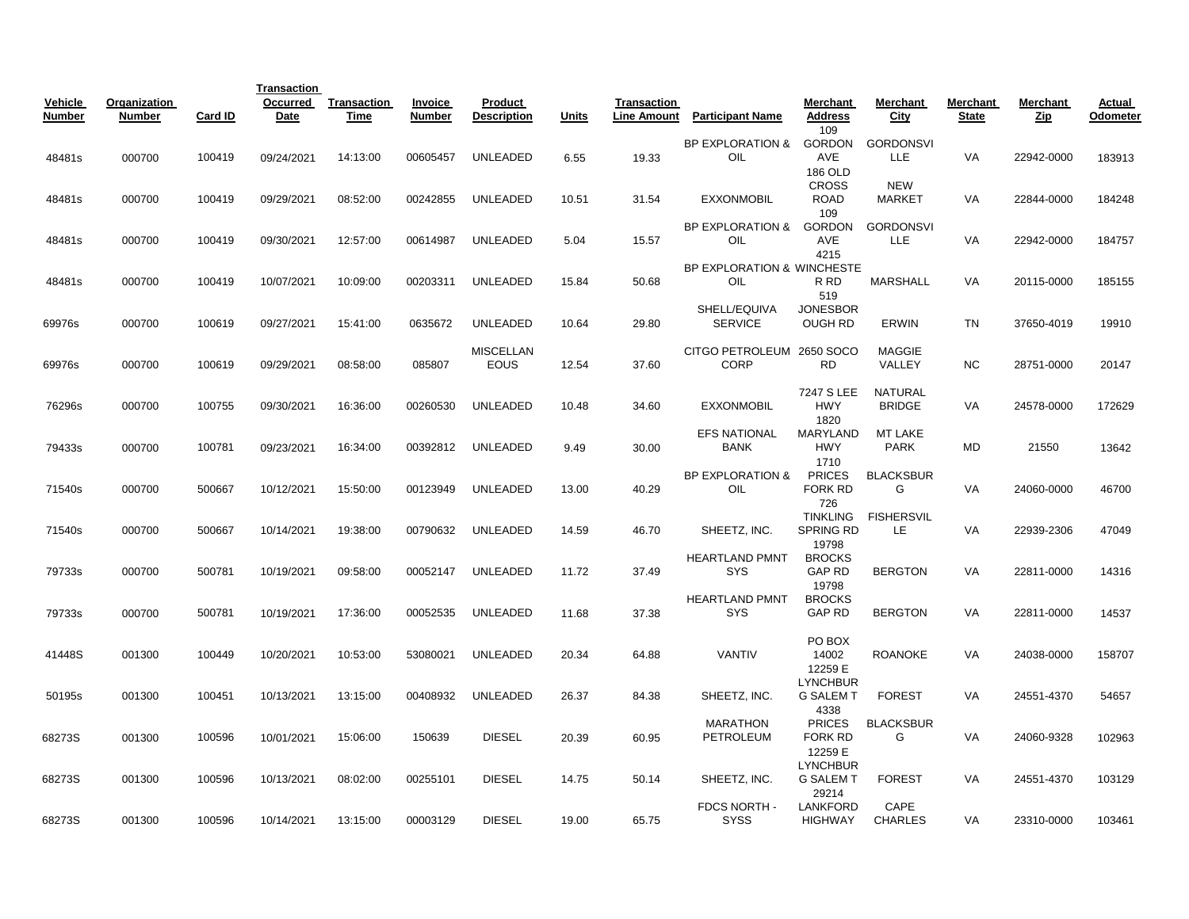| Vehicle Number | Organization Number | Card ID | Transaction Occurred Date | Transaction Time | Invoice Number | Product Description | Units | Transaction Line Amount | Participant Name | Merchant Address | Merchant City | Merchant State | Merchant Zip | Actual Odometer |
|---|---|---|---|---|---|---|---|---|---|---|---|---|---|---|
| 48481s | 000700 | 100419 | 09/24/2021 | 14:13:00 | 00605457 | UNLEADED | 6.55 | 19.33 | BP EXPLORATION & OIL | 109 GORDON AVE | GORDONSVILLE | VA | 22942-0000 | 183913 |
| 48481s | 000700 | 100419 | 09/29/2021 | 08:52:00 | 00242855 | UNLEADED | 10.51 | 31.54 | EXXONMOBIL | 186 OLD CROSS ROAD | NEW MARKET | VA | 22844-0000 | 184248 |
| 48481s | 000700 | 100419 | 09/30/2021 | 12:57:00 | 00614987 | UNLEADED | 5.04 | 15.57 | BP EXPLORATION & OIL | 109 GORDON AVE | GORDONSVILLE | VA | 22942-0000 | 184757 |
| 48481s | 000700 | 100419 | 10/07/2021 | 10:09:00 | 00203311 | UNLEADED | 15.84 | 50.68 | BP EXPLORATION & OIL | 4215 WINCHESTER RD | MARSHALL | VA | 20115-0000 | 185155 |
| 69976s | 000700 | 100619 | 09/27/2021 | 15:41:00 | 0635672 | UNLEADED | 10.64 | 29.80 | SHELL/EQUIVA SERVICE | 519 JONESBOROUGH RD | ERWIN | TN | 37650-4019 | 19910 |
| 69976s | 000700 | 100619 | 09/29/2021 | 08:58:00 | 085807 | MISCELLANEOUS | 12.54 | 37.60 | CITGO PETROLEUM CORP | 2650 SOCO RD | MAGGIE VALLEY | NC | 28751-0000 | 20147 |
| 76296s | 000700 | 100755 | 09/30/2021 | 16:36:00 | 00260530 | UNLEADED | 10.48 | 34.60 | EXXONMOBIL | 7247 S LEE HWY | NATURAL BRIDGE | VA | 24578-0000 | 172629 |
| 79433s | 000700 | 100781 | 09/23/2021 | 16:34:00 | 00392812 | UNLEADED | 9.49 | 30.00 | EFS NATIONAL BANK | 1820 MARYLAND HWY | MT LAKE PARK | MD | 21550 | 13642 |
| 71540s | 000700 | 500667 | 10/12/2021 | 15:50:00 | 00123949 | UNLEADED | 13.00 | 40.29 | BP EXPLORATION & OIL | 1710 PRICES FORK RD | BLACKSBURG | VA | 24060-0000 | 46700 |
| 71540s | 000700 | 500667 | 10/14/2021 | 19:38:00 | 00790632 | UNLEADED | 14.59 | 46.70 | SHEETZ, INC. | 726 TINKLING SPRING RD | FISHERSVILLE | VA | 22939-2306 | 47049 |
| 79733s | 000700 | 500781 | 10/19/2021 | 09:58:00 | 00052147 | UNLEADED | 11.72 | 37.49 | HEARTLAND PMNT SYS | 19798 BROCKS GAP RD | BERGTON | VA | 22811-0000 | 14316 |
| 79733s | 000700 | 500781 | 10/19/2021 | 17:36:00 | 00052535 | UNLEADED | 11.68 | 37.38 | HEARTLAND PMNT SYS | 19798 BROCKS GAP RD | BERGTON | VA | 22811-0000 | 14537 |
| 41448S | 001300 | 100449 | 10/20/2021 | 10:53:00 | 53080021 | UNLEADED | 20.34 | 64.88 | VANTIV | PO BOX 14002 | ROANOKE | VA | 24038-0000 | 158707 |
| 50195s | 001300 | 100451 | 10/13/2021 | 13:15:00 | 00408932 | UNLEADED | 26.37 | 84.38 | SHEETZ, INC. | 12259 E LYNCHBURG SALEM T | FOREST | VA | 24551-4370 | 54657 |
| 68273S | 001300 | 100596 | 10/01/2021 | 15:06:00 | 150639 | DIESEL | 20.39 | 60.95 | MARATHON PETROLEUM | 4338 PRICES FORK RD | BLACKSBURG | VA | 24060-9328 | 102963 |
| 68273S | 001300 | 100596 | 10/13/2021 | 08:02:00 | 00255101 | DIESEL | 14.75 | 50.14 | SHEETZ, INC. | 12259 E LYNCHBURG SALEM T | FOREST | VA | 24551-4370 | 103129 |
| 68273S | 001300 | 100596 | 10/14/2021 | 13:15:00 | 00003129 | DIESEL | 19.00 | 65.75 | FDCS NORTH - SYSS | 29214 LANKFORD HIGHWAY | CAPE CHARLES | VA | 23310-0000 | 103461 |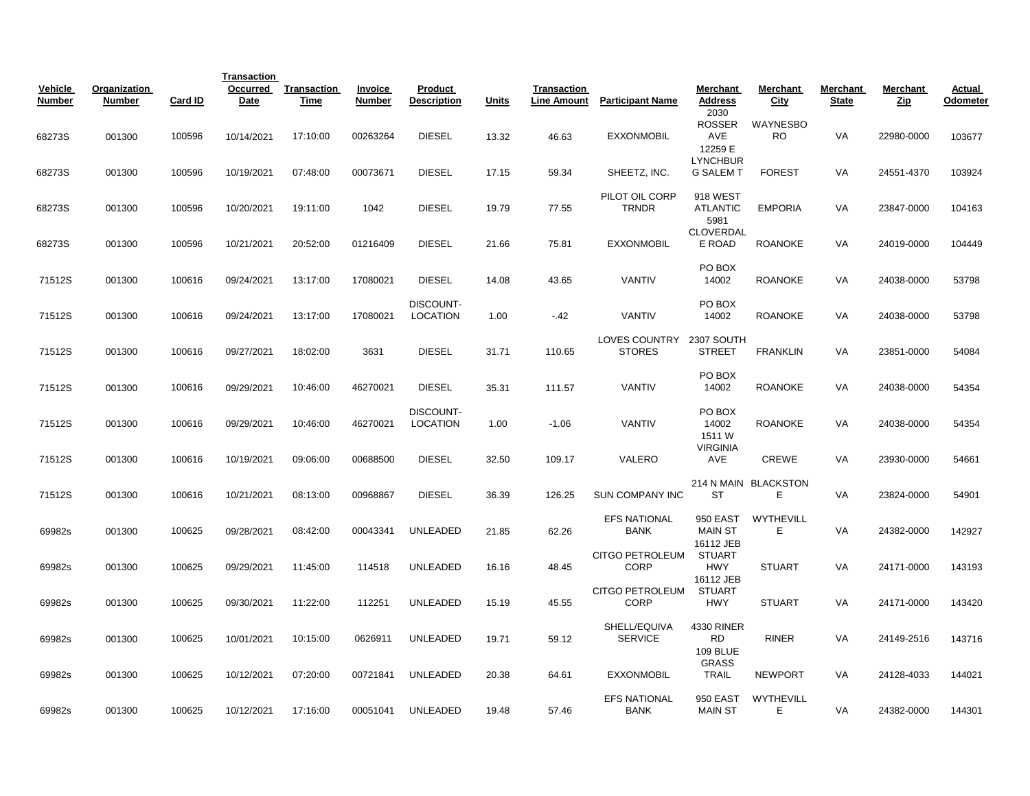| Vehicle Number | Organization Number | Card ID | Transaction Occurred Date | Transaction Time | Invoice Number | Product Description | Units | Transaction Line Amount | Participant Name | Merchant Address | Merchant City | Merchant State | Merchant Zip | Actual Odometer |
|---|---|---|---|---|---|---|---|---|---|---|---|---|---|---|
| 68273S | 001300 | 100596 | 10/14/2021 | 17:10:00 | 00263264 | DIESEL | 13.32 | 46.63 | EXXONMOBIL | 2030 ROSSER AVE | WAYNESBORO | VA | 22980-0000 | 103677 |
| 68273S | 001300 | 100596 | 10/19/2021 | 07:48:00 | 00073671 | DIESEL | 17.15 | 59.34 | SHEETZ, INC. | 12259 E LYNCHBURG SALEM T | FOREST | VA | 24551-4370 | 103924 |
| 68273S | 001300 | 100596 | 10/20/2021 | 19:11:00 | 1042 | DIESEL | 19.79 | 77.55 | PILOT OIL CORP TRNDR | 918 WEST ATLANTIC | EMPORIA | VA | 23847-0000 | 104163 |
| 68273S | 001300 | 100596 | 10/21/2021 | 20:52:00 | 01216409 | DIESEL | 21.66 | 75.81 | EXXONMOBIL | 5981 CLOVERDALE ROAD | ROANOKE | VA | 24019-0000 | 104449 |
| 71512S | 001300 | 100616 | 09/24/2021 | 13:17:00 | 17080021 | DIESEL | 14.08 | 43.65 | VANTIV | PO BOX 14002 | ROANOKE | VA | 24038-0000 | 53798 |
| 71512S | 001300 | 100616 | 09/24/2021 | 13:17:00 | 17080021 | DISCOUNT-LOCATION | 1.00 | -.42 | VANTIV | PO BOX 14002 | ROANOKE | VA | 24038-0000 | 53798 |
| 71512S | 001300 | 100616 | 09/27/2021 | 18:02:00 | 3631 | DIESEL | 31.71 | 110.65 | LOVES COUNTRY STORES | 2307 SOUTH STREET | FRANKLIN | VA | 23851-0000 | 54084 |
| 71512S | 001300 | 100616 | 09/29/2021 | 10:46:00 | 46270021 | DIESEL | 35.31 | 111.57 | VANTIV | PO BOX 14002 | ROANOKE | VA | 24038-0000 | 54354 |
| 71512S | 001300 | 100616 | 09/29/2021 | 10:46:00 | 46270021 | DISCOUNT-LOCATION | 1.00 | -1.06 | VANTIV | PO BOX 14002 | ROANOKE | VA | 24038-0000 | 54354 |
| 71512S | 001300 | 100616 | 10/19/2021 | 09:06:00 | 00688500 | DIESEL | 32.50 | 109.17 | VALERO | 1511 W VIRGINIA AVE | CREWE | VA | 23930-0000 | 54661 |
| 71512S | 001300 | 100616 | 10/21/2021 | 08:13:00 | 00968867 | DIESEL | 36.39 | 126.25 | SUN COMPANY INC | 214 N MAIN ST | BLACKSTONE | VA | 23824-0000 | 54901 |
| 69982s | 001300 | 100625 | 09/28/2021 | 08:42:00 | 00043341 | UNLEADED | 21.85 | 62.26 | EFS NATIONAL BANK | 950 EAST MAIN ST | WYTHEVILLE | VA | 24382-0000 | 142927 |
| 69982s | 001300 | 100625 | 09/29/2021 | 11:45:00 | 114518 | UNLEADED | 16.16 | 48.45 | CITGO PETROLEUM CORP | 16112 JEB STUART HWY | STUART | VA | 24171-0000 | 143193 |
| 69982s | 001300 | 100625 | 09/30/2021 | 11:22:00 | 112251 | UNLEADED | 15.19 | 45.55 | CITGO PETROLEUM CORP | 16112 JEB STUART HWY | STUART | VA | 24171-0000 | 143420 |
| 69982s | 001300 | 100625 | 10/01/2021 | 10:15:00 | 0626911 | UNLEADED | 19.71 | 59.12 | SHELL/EQUIVA SERVICE | 4330 RINER RD | RINER | VA | 24149-2516 | 143716 |
| 69982s | 001300 | 100625 | 10/12/2021 | 07:20:00 | 00721841 | UNLEADED | 20.38 | 64.61 | EXXONMOBIL | 109 BLUE GRASS TRAIL | NEWPORT | VA | 24128-4033 | 144021 |
| 69982s | 001300 | 100625 | 10/12/2021 | 17:16:00 | 00051041 | UNLEADED | 19.48 | 57.46 | EFS NATIONAL BANK | 950 EAST MAIN ST | WYTHEVILLE | VA | 24382-0000 | 144301 |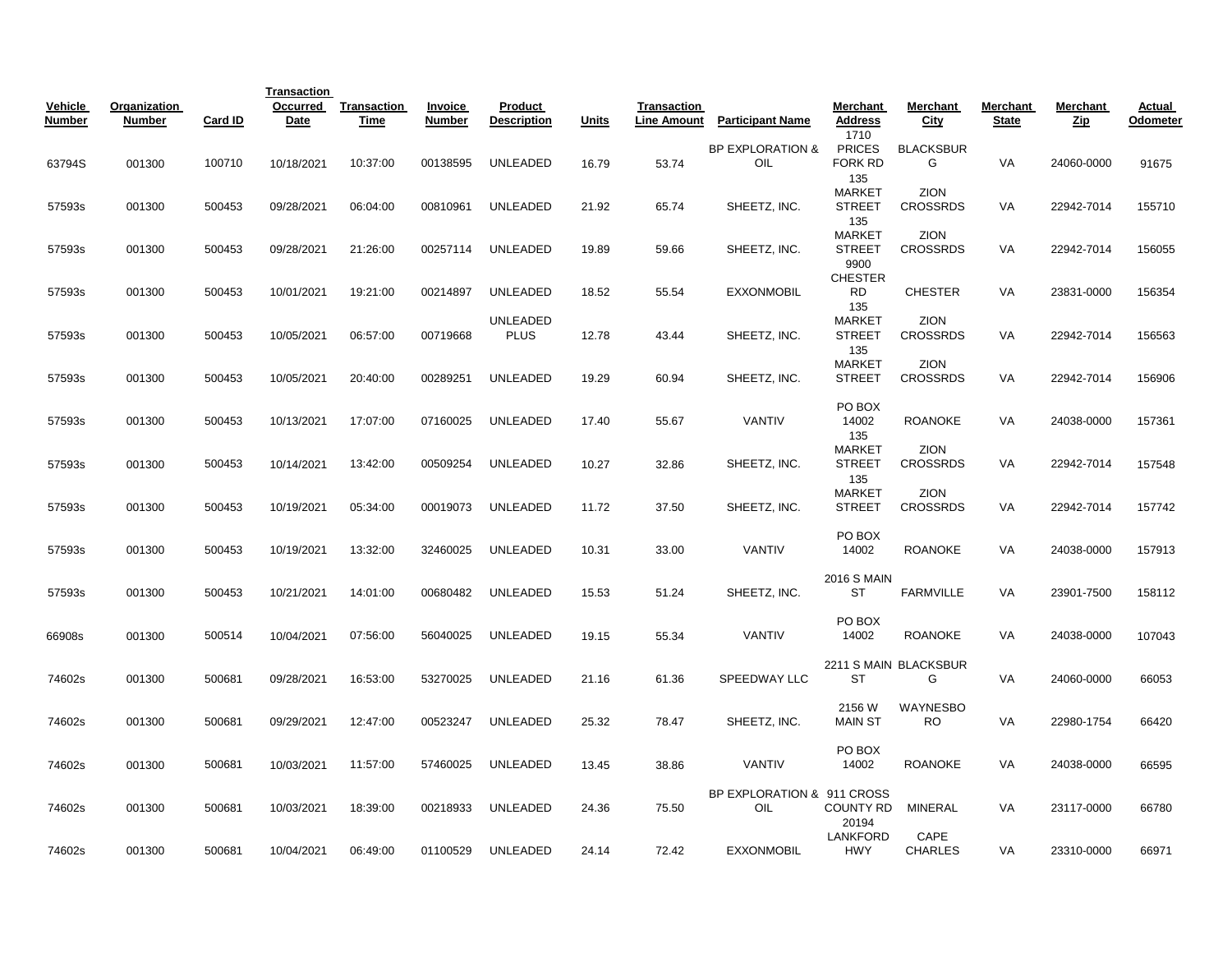| Vehicle Number | Organization Number | Card ID | Transaction Occurred Date | Transaction Time | Invoice Number | Product Description | Units | Transaction Line Amount | Participant Name | Merchant Address | Merchant City | Merchant State | Merchant Zip | Actual Odometer |
|---|---|---|---|---|---|---|---|---|---|---|---|---|---|---|
| 63794S | 001300 | 100710 | 10/18/2021 | 10:37:00 | 00138595 | UNLEADED | 16.79 | 53.74 | BP EXPLORATION & OIL | 1710 PRICES FORK RD | BLACKSBURG | VA | 24060-0000 | 91675 |
| 57593s | 001300 | 500453 | 09/28/2021 | 06:04:00 | 00810961 | UNLEADED | 21.92 | 65.74 | SHEETZ, INC. | 135 MARKET STREET | ZION CROSSRDS | VA | 22942-7014 | 155710 |
| 57593s | 001300 | 500453 | 09/28/2021 | 21:26:00 | 00257114 | UNLEADED | 19.89 | 59.66 | SHEETZ, INC. | 135 MARKET STREET | ZION CROSSRDS | VA | 22942-7014 | 156055 |
| 57593s | 001300 | 500453 | 10/01/2021 | 19:21:00 | 00214897 | UNLEADED | 18.52 | 55.54 | EXXONMOBIL | 9900 CHESTER RD | CHESTER | VA | 23831-0000 | 156354 |
| 57593s | 001300 | 500453 | 10/05/2021 | 06:57:00 | 00719668 | UNLEADED PLUS | 12.78 | 43.44 | SHEETZ, INC. | 135 MARKET STREET | ZION CROSSRDS | VA | 22942-7014 | 156563 |
| 57593s | 001300 | 500453 | 10/05/2021 | 20:40:00 | 00289251 | UNLEADED | 19.29 | 60.94 | SHEETZ, INC. | 135 MARKET STREET | ZION CROSSRDS | VA | 22942-7014 | 156906 |
| 57593s | 001300 | 500453 | 10/13/2021 | 17:07:00 | 07160025 | UNLEADED | 17.40 | 55.67 | VANTIV | PO BOX 14002 | ROANOKE | VA | 24038-0000 | 157361 |
| 57593s | 001300 | 500453 | 10/14/2021 | 13:42:00 | 00509254 | UNLEADED | 10.27 | 32.86 | SHEETZ, INC. | 135 MARKET STREET | ZION CROSSRDS | VA | 22942-7014 | 157548 |
| 57593s | 001300 | 500453 | 10/19/2021 | 05:34:00 | 00019073 | UNLEADED | 11.72 | 37.50 | SHEETZ, INC. | 135 MARKET STREET | ZION CROSSRDS | VA | 22942-7014 | 157742 |
| 57593s | 001300 | 500453 | 10/19/2021 | 13:32:00 | 32460025 | UNLEADED | 10.31 | 33.00 | VANTIV | PO BOX 14002 | ROANOKE | VA | 24038-0000 | 157913 |
| 57593s | 001300 | 500453 | 10/21/2021 | 14:01:00 | 00680482 | UNLEADED | 15.53 | 51.24 | SHEETZ, INC. | 2016 S MAIN ST | FARMVILLE | VA | 23901-7500 | 158112 |
| 66908s | 001300 | 500514 | 10/04/2021 | 07:56:00 | 56040025 | UNLEADED | 19.15 | 55.34 | VANTIV | PO BOX 14002 | ROANOKE | VA | 24038-0000 | 107043 |
| 74602s | 001300 | 500681 | 09/28/2021 | 16:53:00 | 53270025 | UNLEADED | 21.16 | 61.36 | SPEEDWAY LLC | 2211 S MAIN ST | BLACKSBURG | VA | 24060-0000 | 66053 |
| 74602s | 001300 | 500681 | 09/29/2021 | 12:47:00 | 00523247 | UNLEADED | 25.32 | 78.47 | SHEETZ, INC. | 2156 W MAIN ST | WAYNESBORO | VA | 22980-1754 | 66420 |
| 74602s | 001300 | 500681 | 10/03/2021 | 11:57:00 | 57460025 | UNLEADED | 13.45 | 38.86 | VANTIV | PO BOX 14002 | ROANOKE | VA | 24038-0000 | 66595 |
| 74602s | 001300 | 500681 | 10/03/2021 | 18:39:00 | 00218933 | UNLEADED | 24.36 | 75.50 | BP EXPLORATION & OIL | 911 CROSS COUNTY RD | MINERAL | VA | 23117-0000 | 66780 |
| 74602s | 001300 | 500681 | 10/04/2021 | 06:49:00 | 01100529 | UNLEADED | 24.14 | 72.42 | EXXONMOBIL | 20194 LANKFORD HWY | CAPE CHARLES | VA | 23310-0000 | 66971 |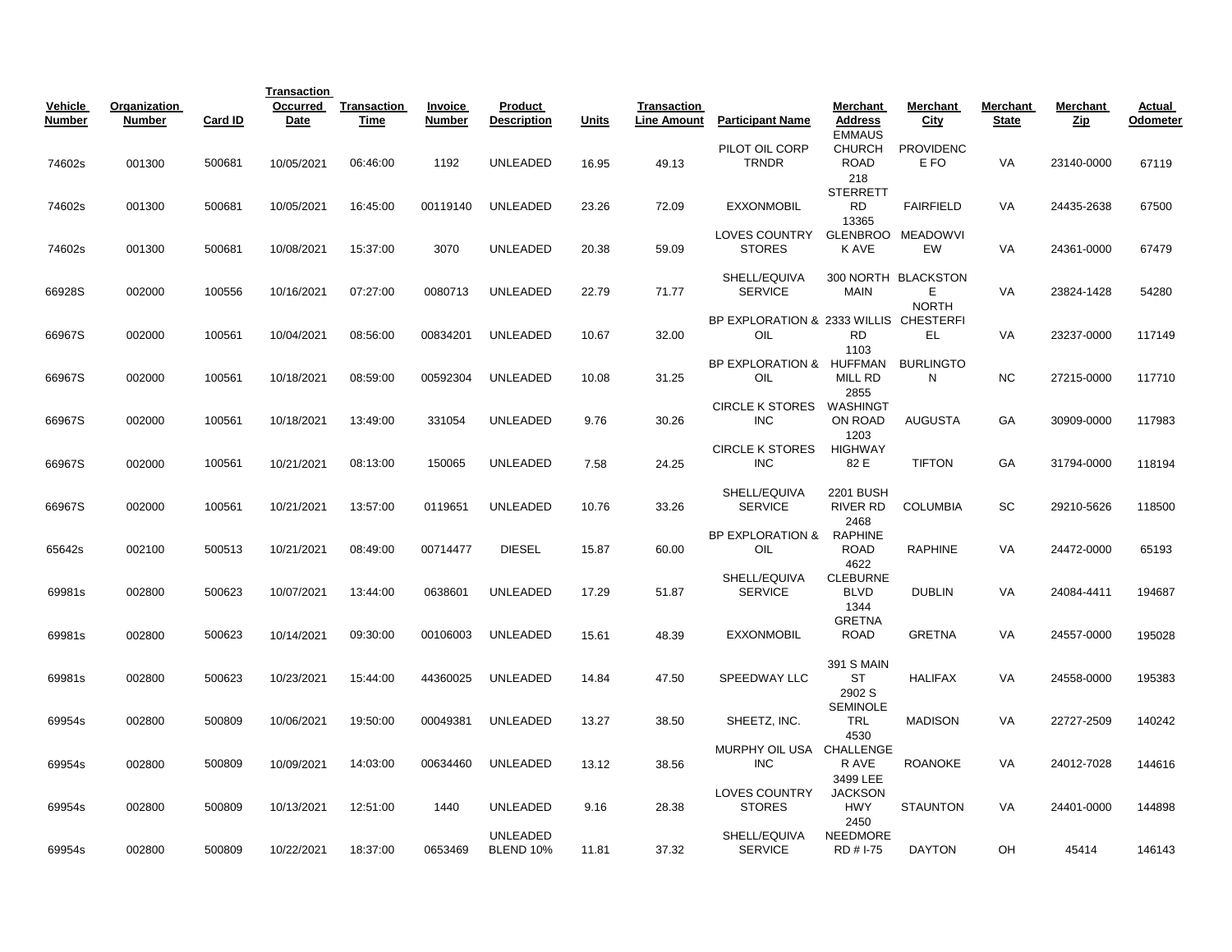| Vehicle Number | Organization Number | Card ID | Transaction Occurred Date | Transaction Time | Invoice Number | Product Description | Units | Transaction Line Amount | Participant Name | Merchant Address | Merchant City | Merchant State | Merchant Zip | Actual Odometer |
|---|---|---|---|---|---|---|---|---|---|---|---|---|---|---|
| 74602s | 001300 | 500681 | 10/05/2021 | 06:46:00 | 1192 | UNLEADED | 16.95 | 49.13 | PILOT OIL CORP TRNDR | EMMAUS CHURCH ROAD | PROVIDENCE FO | VA | 23140-0000 | 67119 |
| 74602s | 001300 | 500681 | 10/05/2021 | 16:45:00 | 00119140 | UNLEADED | 23.26 | 72.09 | EXXONMOBIL | 218 STERRETT RD | FAIRFIELD | VA | 24435-2638 | 67500 |
| 74602s | 001300 | 500681 | 10/08/2021 | 15:37:00 | 3070 | UNLEADED | 20.38 | 59.09 | LOVES COUNTRY STORES | 13365 GLENBROOK AVE | MEADOWVIEW | VA | 24361-0000 | 67479 |
| 66928S | 002000 | 100556 | 10/16/2021 | 07:27:00 | 0080713 | UNLEADED | 22.79 | 71.77 | SHELL/EQUIVA SERVICE | 300 NORTH MAIN | BLACKSTONE | VA | 23824-1428 | 54280 |
| 66967S | 002000 | 100561 | 10/04/2021 | 08:56:00 | 00834201 | UNLEADED | 10.67 | 32.00 | BP EXPLORATION & OIL | 2333 WILLIS RD | NORTH CHESTERFIEL | VA | 23237-0000 | 117149 |
| 66967S | 002000 | 100561 | 10/18/2021 | 08:59:00 | 00592304 | UNLEADED | 10.08 | 31.25 | BP EXPLORATION & OIL | 1103 HUFFMAN MILL RD | BURLINGTON | NC | 27215-0000 | 117710 |
| 66967S | 002000 | 100561 | 10/18/2021 | 13:49:00 | 331054 | UNLEADED | 9.76 | 30.26 | CIRCLE K STORES INC | 2855 WASHINGTON ROAD | AUGUSTA | GA | 30909-0000 | 117983 |
| 66967S | 002000 | 100561 | 10/21/2021 | 08:13:00 | 150065 | UNLEADED | 7.58 | 24.25 | CIRCLE K STORES INC | 1203 HIGHWAY 82 E | TIFTON | GA | 31794-0000 | 118194 |
| 66967S | 002000 | 100561 | 10/21/2021 | 13:57:00 | 0119651 | UNLEADED | 10.76 | 33.26 | SHELL/EQUIVA SERVICE | 2201 BUSH RIVER RD | COLUMBIA | SC | 29210-5626 | 118500 |
| 65642s | 002100 | 500513 | 10/21/2021 | 08:49:00 | 00714477 | DIESEL | 15.87 | 60.00 | BP EXPLORATION & OIL | 2468 RAPHINE ROAD | RAPHINE | VA | 24472-0000 | 65193 |
| 69981s | 002800 | 500623 | 10/07/2021 | 13:44:00 | 0638601 | UNLEADED | 17.29 | 51.87 | SHELL/EQUIVA SERVICE | 4622 CLEBURNE BLVD | DUBLIN | VA | 24084-4411 | 194687 |
| 69981s | 002800 | 500623 | 10/14/2021 | 09:30:00 | 00106003 | UNLEADED | 15.61 | 48.39 | EXXONMOBIL | 1344 GRETNA ROAD | GRETNA | VA | 24557-0000 | 195028 |
| 69981s | 002800 | 500623 | 10/23/2021 | 15:44:00 | 44360025 | UNLEADED | 14.84 | 47.50 | SPEEDWAY LLC | 391 S MAIN ST | HALIFAX | VA | 24558-0000 | 195383 |
| 69954s | 002800 | 500809 | 10/06/2021 | 19:50:00 | 00049381 | UNLEADED | 13.27 | 38.50 | SHEETZ, INC. | 2902 S SEMINOLE TRL | MADISON | VA | 22727-2509 | 140242 |
| 69954s | 002800 | 500809 | 10/09/2021 | 14:03:00 | 00634460 | UNLEADED | 13.12 | 38.56 | MURPHY OIL USA INC | 4530 CHALLENGER AVE | ROANOKE | VA | 24012-7028 | 144616 |
| 69954s | 002800 | 500809 | 10/13/2021 | 12:51:00 | 1440 | UNLEADED | 9.16 | 28.38 | LOVES COUNTRY STORES | 3499 LEE JACKSON HWY | STAUNTON | VA | 24401-0000 | 144898 |
| 69954s | 002800 | 500809 | 10/22/2021 | 18:37:00 | 0653469 | UNLEADED BLEND 10% | 11.81 | 37.32 | SHELL/EQUIVA SERVICE | 2450 NEEDMORE RD # I-75 | DAYTON | OH | 45414 | 146143 |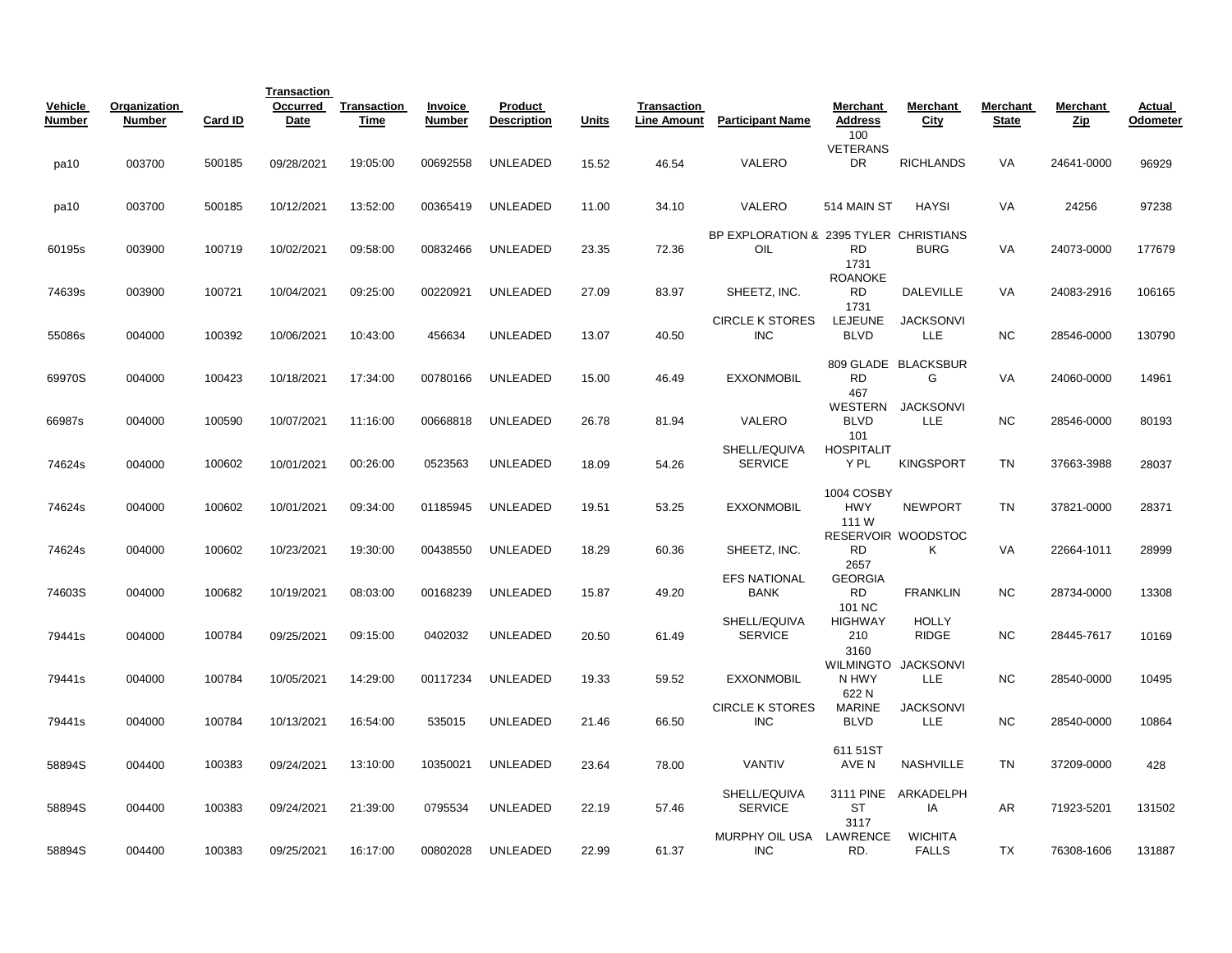| Vehicle Number | Organization Number | Card ID | Transaction Occurred Date | Transaction Time | Invoice Number | Product Description | Units | Transaction Line Amount | Participant Name | Merchant Address | Merchant City | Merchant State | Merchant Zip | Actual Odometer |
|---|---|---|---|---|---|---|---|---|---|---|---|---|---|---|
| pa10 | 003700 | 500185 | 09/28/2021 | 19:05:00 | 00692558 | UNLEADED | 15.52 | 46.54 | VALERO | 100 VETERANS DR | RICHLANDS | VA | 24641-0000 | 96929 |
| pa10 | 003700 | 500185 | 10/12/2021 | 13:52:00 | 00365419 | UNLEADED | 11.00 | 34.10 | VALERO | 514 MAIN ST | HAYSI | VA | 24256 | 97238 |
| 60195s | 003900 | 100719 | 10/02/2021 | 09:58:00 | 00832466 | UNLEADED | 23.35 | 72.36 | BP EXPLORATION & OIL | 2395 TYLER RD | CHRISTIANSBURG | VA | 24073-0000 | 177679 |
| 74639s | 003900 | 100721 | 10/04/2021 | 09:25:00 | 00220921 | UNLEADED | 27.09 | 83.97 | SHEETZ, INC. | 1731 ROANOKE RD | DALEVILLE | VA | 24083-2916 | 106165 |
| 55086s | 004000 | 100392 | 10/06/2021 | 10:43:00 | 456634 | UNLEADED | 13.07 | 40.50 | CIRCLE K STORES INC | 1731 LEJEUNE BLVD | JACKSONVILLE | NC | 28546-0000 | 130790 |
| 69970S | 004000 | 100423 | 10/18/2021 | 17:34:00 | 00780166 | UNLEADED | 15.00 | 46.49 | EXXONMOBIL | 809 GLADE RD | BLACKSBURG | VA | 24060-0000 | 14961 |
| 66987s | 004000 | 100590 | 10/07/2021 | 11:16:00 | 00668818 | UNLEADED | 26.78 | 81.94 | VALERO | 467 WESTERN BLVD | JACKSONVILLE | NC | 28546-0000 | 80193 |
| 74624s | 004000 | 100602 | 10/01/2021 | 00:26:00 | 0523563 | UNLEADED | 18.09 | 54.26 | SHELL/EQUIVA SERVICE | 101 HOSPITALITY PL | KINGSPORT | TN | 37663-3988 | 28037 |
| 74624s | 004000 | 100602 | 10/01/2021 | 09:34:00 | 01185945 | UNLEADED | 19.51 | 53.25 | EXXONMOBIL | 1004 COSBY HWY | NEWPORT | TN | 37821-0000 | 28371 |
| 74624s | 004000 | 100602 | 10/23/2021 | 19:30:00 | 00438550 | UNLEADED | 18.29 | 60.36 | SHEETZ, INC. | 111 W RESERVOIR RD | WOODSTOCK | VA | 22664-1011 | 28999 |
| 74603S | 004000 | 100682 | 10/19/2021 | 08:03:00 | 00168239 | UNLEADED | 15.87 | 49.20 | EFS NATIONAL BANK | 2657 GEORGIA RD | FRANKLIN | NC | 28734-0000 | 13308 |
| 79441s | 004000 | 100784 | 09/25/2021 | 09:15:00 | 0402032 | UNLEADED | 20.50 | 61.49 | SHELL/EQUIVA SERVICE | 101 NC HIGHWAY 210 | HOLLY RIDGE | NC | 28445-7617 | 10169 |
| 79441s | 004000 | 100784 | 10/05/2021 | 14:29:00 | 00117234 | UNLEADED | 19.33 | 59.52 | EXXONMOBIL | 3160 WILMINGTON HWY | JACKSONVILLE | NC | 28540-0000 | 10495 |
| 79441s | 004000 | 100784 | 10/13/2021 | 16:54:00 | 535015 | UNLEADED | 21.46 | 66.50 | CIRCLE K STORES INC | 622 N MARINE BLVD | JACKSONVILLE | NC | 28540-0000 | 10864 |
| 58894S | 004400 | 100383 | 09/24/2021 | 13:10:00 | 10350021 | UNLEADED | 23.64 | 78.00 | VANTIV | 611 51ST AVE N | NASHVILLE | TN | 37209-0000 | 428 |
| 58894S | 004400 | 100383 | 09/24/2021 | 21:39:00 | 0795534 | UNLEADED | 22.19 | 57.46 | SHELL/EQUIVA SERVICE | 3111 PINE ST | ARKADELPHIA | AR | 71923-5201 | 131502 |
| 58894S | 004400 | 100383 | 09/25/2021 | 16:17:00 | 00802028 | UNLEADED | 22.99 | 61.37 | MURPHY OIL USA INC | 3117 LAWRENCE RD. | WICHITA FALLS | TX | 76308-1606 | 131887 |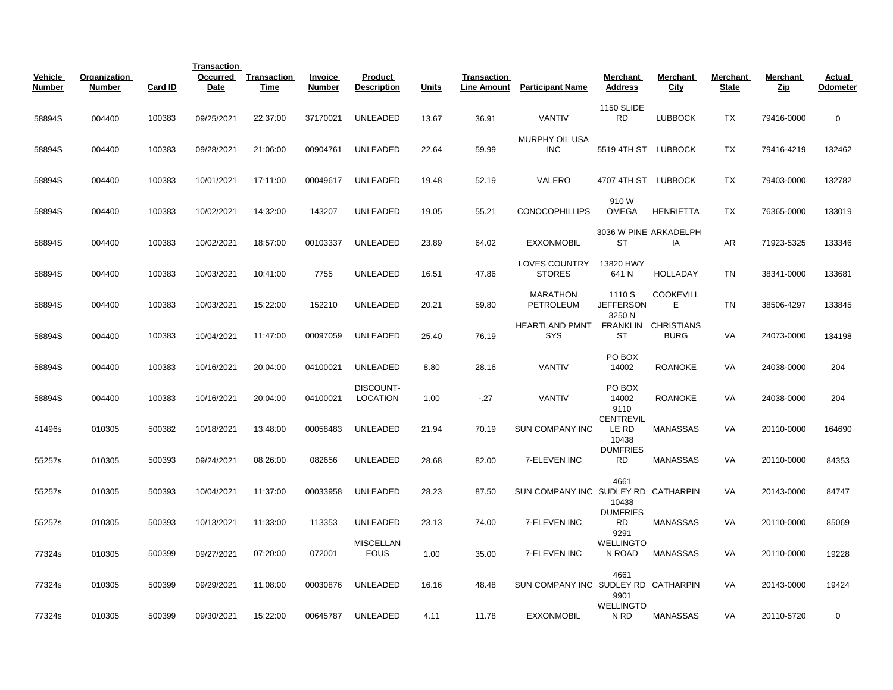| Vehicle Number | Organization Number | Card ID | Transaction Occurred Date | Transaction Time | Invoice Number | Product Description | Units | Transaction Line Amount | Participant Name | Merchant Address | Merchant City | Merchant State | Merchant Zip | Actual Odometer |
|---|---|---|---|---|---|---|---|---|---|---|---|---|---|---|
| 58894S | 004400 | 100383 | 09/25/2021 | 22:37:00 | 37170021 | UNLEADED | 13.67 | 36.91 | VANTIV | 1150 SLIDE RD | LUBBOCK | TX | 79416-0000 | 0 |
| 58894S | 004400 | 100383 | 09/28/2021 | 21:06:00 | 00904761 | UNLEADED | 22.64 | 59.99 | MURPHY OIL USA INC | 5519 4TH ST | LUBBOCK | TX | 79416-4219 | 132462 |
| 58894S | 004400 | 100383 | 10/01/2021 | 17:11:00 | 00049617 | UNLEADED | 19.48 | 52.19 | VALERO | 4707 4TH ST | LUBBOCK | TX | 79403-0000 | 132782 |
| 58894S | 004400 | 100383 | 10/02/2021 | 14:32:00 | 143207 | UNLEADED | 19.05 | 55.21 | CONOCOPHILLIPS | 910 W OMEGA | HENRIETTA | TX | 76365-0000 | 133019 |
| 58894S | 004400 | 100383 | 10/02/2021 | 18:57:00 | 00103337 | UNLEADED | 23.89 | 64.02 | EXXONMOBIL | 3036 W PINE ST | ARKADELPHIA | AR | 71923-5325 | 133346 |
| 58894S | 004400 | 100383 | 10/03/2021 | 10:41:00 | 7755 | UNLEADED | 16.51 | 47.86 | LOVES COUNTRY STORES | 13820 HWY 641 N | HOLLADAY | TN | 38341-0000 | 133681 |
| 58894S | 004400 | 100383 | 10/03/2021 | 15:22:00 | 152210 | UNLEADED | 20.21 | 59.80 | MARATHON PETROLEUM | 1110 S JEFFERSON | COOKEVILLE | TN | 38506-4297 | 133845 |
| 58894S | 004400 | 100383 | 10/04/2021 | 11:47:00 | 00097059 | UNLEADED | 25.40 | 76.19 | HEARTLAND PMNT SYS | 3250 N FRANKLIN ST | CHRISTIANSBURG | VA | 24073-0000 | 134198 |
| 58894S | 004400 | 100383 | 10/16/2021 | 20:04:00 | 04100021 | UNLEADED | 8.80 | 28.16 | VANTIV | PO BOX 14002 | ROANOKE | VA | 24038-0000 | 204 |
| 58894S | 004400 | 100383 | 10/16/2021 | 20:04:00 | 04100021 | DISCOUNT-LOCATION | 1.00 | -.27 | VANTIV | PO BOX 14002 | ROANOKE | VA | 24038-0000 | 204 |
| 41496s | 010305 | 500382 | 10/18/2021 | 13:48:00 | 00058483 | UNLEADED | 21.94 | 70.19 | SUN COMPANY INC | 9110 CENTREVILLE RD | MANASSAS | VA | 20110-0000 | 164690 |
| 55257s | 010305 | 500393 | 09/24/2021 | 08:26:00 | 082656 | UNLEADED | 28.68 | 82.00 | 7-ELEVEN INC | 10438 DUMFRIES RD | MANASSAS | VA | 20110-0000 | 84353 |
| 55257s | 010305 | 500393 | 10/04/2021 | 11:37:00 | 00033958 | UNLEADED | 28.23 | 87.50 | SUN COMPANY INC | 4661 SUDLEY RD | CATHARPIN | VA | 20143-0000 | 84747 |
| 55257s | 010305 | 500393 | 10/13/2021 | 11:33:00 | 113353 | UNLEADED | 23.13 | 74.00 | 7-ELEVEN INC | 10438 DUMFRIES RD | MANASSAS | VA | 20110-0000 | 85069 |
| 77324s | 010305 | 500399 | 09/27/2021 | 07:20:00 | 072001 | MISCELLANEOUS | 1.00 | 35.00 | 7-ELEVEN INC | 9291 WELLINGTON ROAD | MANASSAS | VA | 20110-0000 | 19228 |
| 77324s | 010305 | 500399 | 09/29/2021 | 11:08:00 | 00030876 | UNLEADED | 16.16 | 48.48 | SUN COMPANY INC | 4661 SUDLEY RD | CATHARPIN | VA | 20143-0000 | 19424 |
| 77324s | 010305 | 500399 | 09/30/2021 | 15:22:00 | 00645787 | UNLEADED | 4.11 | 11.78 | EXXONMOBIL | 9901 WELLINGTON RD | MANASSAS | VA | 20110-5720 | 0 |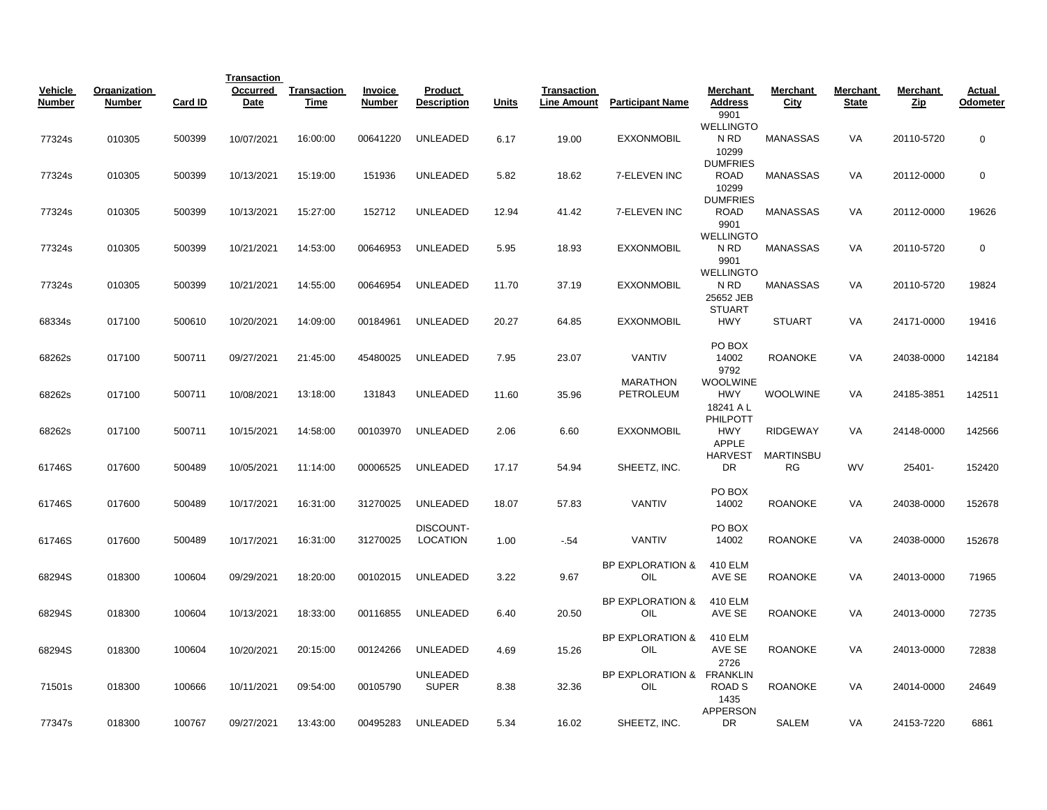| Vehicle Number | Organization Number | Card ID | Transaction Occurred Date | Transaction Time | Invoice Number | Product Description | Units | Transaction Line Amount | Participant Name | Merchant Address | Merchant City | Merchant State | Merchant Zip | Actual Odometer |
|---|---|---|---|---|---|---|---|---|---|---|---|---|---|---|
| 77324s | 010305 | 500399 | 10/07/2021 | 16:00:00 | 00641220 | UNLEADED | 6.17 | 19.00 | EXXONMOBIL | 9901 WELLINGTON RD | MANASSAS | VA | 20110-5720 | 0 |
| 77324s | 010305 | 500399 | 10/13/2021 | 15:19:00 | 151936 | UNLEADED | 5.82 | 18.62 | 7-ELEVEN INC | 10299 DUMFRIES ROAD | MANASSAS | VA | 20112-0000 | 0 |
| 77324s | 010305 | 500399 | 10/13/2021 | 15:27:00 | 152712 | UNLEADED | 12.94 | 41.42 | 7-ELEVEN INC | 10299 DUMFRIES ROAD | MANASSAS | VA | 20112-0000 | 19626 |
| 77324s | 010305 | 500399 | 10/21/2021 | 14:53:00 | 00646953 | UNLEADED | 5.95 | 18.93 | EXXONMOBIL | 9901 WELLINGTON RD | MANASSAS | VA | 20110-5720 | 0 |
| 77324s | 010305 | 500399 | 10/21/2021 | 14:55:00 | 00646954 | UNLEADED | 11.70 | 37.19 | EXXONMOBIL | 9901 WELLINGTON RD | MANASSAS | VA | 20110-5720 | 19824 |
| 68334s | 017100 | 500610 | 10/20/2021 | 14:09:00 | 00184961 | UNLEADED | 20.27 | 64.85 | EXXONMOBIL | 25652 JEB STUART HWY | STUART | VA | 24171-0000 | 19416 |
| 68262s | 017100 | 500711 | 09/27/2021 | 21:45:00 | 45480025 | UNLEADED | 7.95 | 23.07 | VANTIV | PO BOX 14002 | ROANOKE | VA | 24038-0000 | 142184 |
| 68262s | 017100 | 500711 | 10/08/2021 | 13:18:00 | 131843 | UNLEADED | 11.60 | 35.96 | MARATHON PETROLEUM | 9792 WOOLWINE HWY | WOOLWINE | VA | 24185-3851 | 142511 |
| 68262s | 017100 | 500711 | 10/15/2021 | 14:58:00 | 00103970 | UNLEADED | 2.06 | 6.60 | EXXONMOBIL | 18241 A L PHILPOTT HWY | RIDGEWAY | VA | 24148-0000 | 142566 |
| 61746S | 017600 | 500489 | 10/05/2021 | 11:14:00 | 00006525 | UNLEADED | 17.17 | 54.94 | SHEETZ, INC. | APPLE HARVEST DR | MARTINSBURG | WV | 25401- | 152420 |
| 61746S | 017600 | 500489 | 10/17/2021 | 16:31:00 | 31270025 | UNLEADED | 18.07 | 57.83 | VANTIV | PO BOX 14002 | ROANOKE | VA | 24038-0000 | 152678 |
| 61746S | 017600 | 500489 | 10/17/2021 | 16:31:00 | 31270025 | DISCOUNT-LOCATION | 1.00 | -.54 | VANTIV | PO BOX 14002 | ROANOKE | VA | 24038-0000 | 152678 |
| 68294S | 018300 | 100604 | 09/29/2021 | 18:20:00 | 00102015 | UNLEADED | 3.22 | 9.67 | BP EXPLORATION & OIL | 410 ELM AVE SE | ROANOKE | VA | 24013-0000 | 71965 |
| 68294S | 018300 | 100604 | 10/13/2021 | 18:33:00 | 00116855 | UNLEADED | 6.40 | 20.50 | BP EXPLORATION & OIL | 410 ELM AVE SE | ROANOKE | VA | 24013-0000 | 72735 |
| 68294S | 018300 | 100604 | 10/20/2021 | 20:15:00 | 00124266 | UNLEADED | 4.69 | 15.26 | BP EXPLORATION & OIL | 410 ELM AVE SE | ROANOKE | VA | 24013-0000 | 72838 |
| 71501s | 018300 | 100666 | 10/11/2021 | 09:54:00 | 00105790 | UNLEADED SUPER | 8.38 | 32.36 | BP EXPLORATION & OIL | 2726 FRANKLIN ROAD S | ROANOKE | VA | 24014-0000 | 24649 |
| 77347s | 018300 | 100767 | 09/27/2021 | 13:43:00 | 00495283 | UNLEADED | 5.34 | 16.02 | SHEETZ, INC. | 1435 APPERSON DR | SALEM | VA | 24153-7220 | 6861 |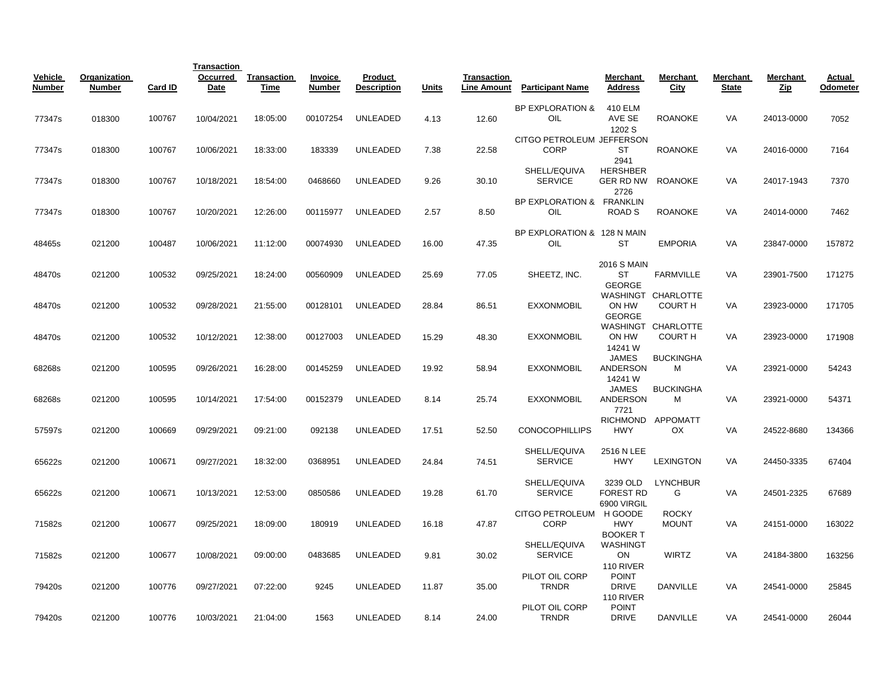| Vehicle Number | Organization Number | Card ID | Transaction Occurred Date | Transaction Time | Invoice Number | Product Description | Units | Transaction Line Amount | Participant Name | Merchant Address | Merchant City | Merchant State | Merchant Zip | Actual Odometer |
|---|---|---|---|---|---|---|---|---|---|---|---|---|---|---|
| 77347s | 018300 | 100767 | 10/04/2021 | 18:05:00 | 00107254 | UNLEADED | 4.13 | 12.60 | BP EXPLORATION & OIL | 410 ELM AVE SE | ROANOKE | VA | 24013-0000 | 7052 |
| 77347s | 018300 | 100767 | 10/06/2021 | 18:33:00 | 183339 | UNLEADED | 7.38 | 22.58 | CITGO PETROLEUM CORP | 1202 S JEFFERSON ST | ROANOKE | VA | 24016-0000 | 7164 |
| 77347s | 018300 | 100767 | 10/18/2021 | 18:54:00 | 0468660 | UNLEADED | 9.26 | 30.10 | SHELL/EQUIVA SERVICE | 2941 HERSHBERGER RD NW | ROANOKE | VA | 24017-1943 | 7370 |
| 77347s | 018300 | 100767 | 10/20/2021 | 12:26:00 | 00115977 | UNLEADED | 2.57 | 8.50 | BP EXPLORATION & OIL | 2726 FRANKLIN ROAD S | ROANOKE | VA | 24014-0000 | 7462 |
| 48465s | 021200 | 100487 | 10/06/2021 | 11:12:00 | 00074930 | UNLEADED | 16.00 | 47.35 | BP EXPLORATION & OIL | 128 N MAIN ST | EMPORIA | VA | 23847-0000 | 157872 |
| 48470s | 021200 | 100532 | 09/25/2021 | 18:24:00 | 00560909 | UNLEADED | 25.69 | 77.05 | SHEETZ, INC. | 2016 S MAIN ST | FARMVILLE | VA | 23901-7500 | 171275 |
| 48470s | 021200 | 100532 | 09/28/2021 | 21:55:00 | 00128101 | UNLEADED | 28.84 | 86.51 | EXXONMOBIL | GEORGE WASHINGTON HW | CHARLOTTE COURT H | VA | 23923-0000 | 171705 |
| 48470s | 021200 | 100532 | 10/12/2021 | 12:38:00 | 00127003 | UNLEADED | 15.29 | 48.30 | EXXONMOBIL | GEORGE WASHINGTON HW | CHARLOTTE COURT H | VA | 23923-0000 | 171908 |
| 68268s | 021200 | 100595 | 09/26/2021 | 16:28:00 | 00145259 | UNLEADED | 19.92 | 58.94 | EXXONMOBIL | 14241 W JAMES ANDERSON | BUCKINGHAM | VA | 23921-0000 | 54243 |
| 68268s | 021200 | 100595 | 10/14/2021 | 17:54:00 | 00152379 | UNLEADED | 8.14 | 25.74 | EXXONMOBIL | 14241 W JAMES ANDERSON | BUCKINGHAM | VA | 23921-0000 | 54371 |
| 57597s | 021200 | 100669 | 09/29/2021 | 09:21:00 | 092138 | UNLEADED | 17.51 | 52.50 | CONOCOPHILLIPS | 7721 RICHMOND HWY | APPOMATTOX | VA | 24522-8680 | 134366 |
| 65622s | 021200 | 100671 | 09/27/2021 | 18:32:00 | 0368951 | UNLEADED | 24.84 | 74.51 | SHELL/EQUIVA SERVICE | 2516 N LEE HWY | LEXINGTON | VA | 24450-3335 | 67404 |
| 65622s | 021200 | 100671 | 10/13/2021 | 12:53:00 | 0850586 | UNLEADED | 19.28 | 61.70 | SHELL/EQUIVA SERVICE | 3239 OLD FOREST RD | LYNCHBURG | VA | 24501-2325 | 67689 |
| 71582s | 021200 | 100677 | 09/25/2021 | 18:09:00 | 180919 | UNLEADED | 16.18 | 47.87 | CITGO PETROLEUM CORP | 6900 VIRGIL H GOODE HWY | ROCKY MOUNT | VA | 24151-0000 | 163022 |
| 71582s | 021200 | 100677 | 10/08/2021 | 09:00:00 | 0483685 | UNLEADED | 9.81 | 30.02 | SHELL/EQUIVA SERVICE | BOOKER T WASHINGTON | WIRTZ | VA | 24184-3800 | 163256 |
| 79420s | 021200 | 100776 | 09/27/2021 | 07:22:00 | 9245 | UNLEADED | 11.87 | 35.00 | PILOT OIL CORP TRNDR | 110 RIVER POINT DRIVE | DANVILLE | VA | 24541-0000 | 25845 |
| 79420s | 021200 | 100776 | 10/03/2021 | 21:04:00 | 1563 | UNLEADED | 8.14 | 24.00 | PILOT OIL CORP TRNDR | 110 RIVER POINT DRIVE | DANVILLE | VA | 24541-0000 | 26044 |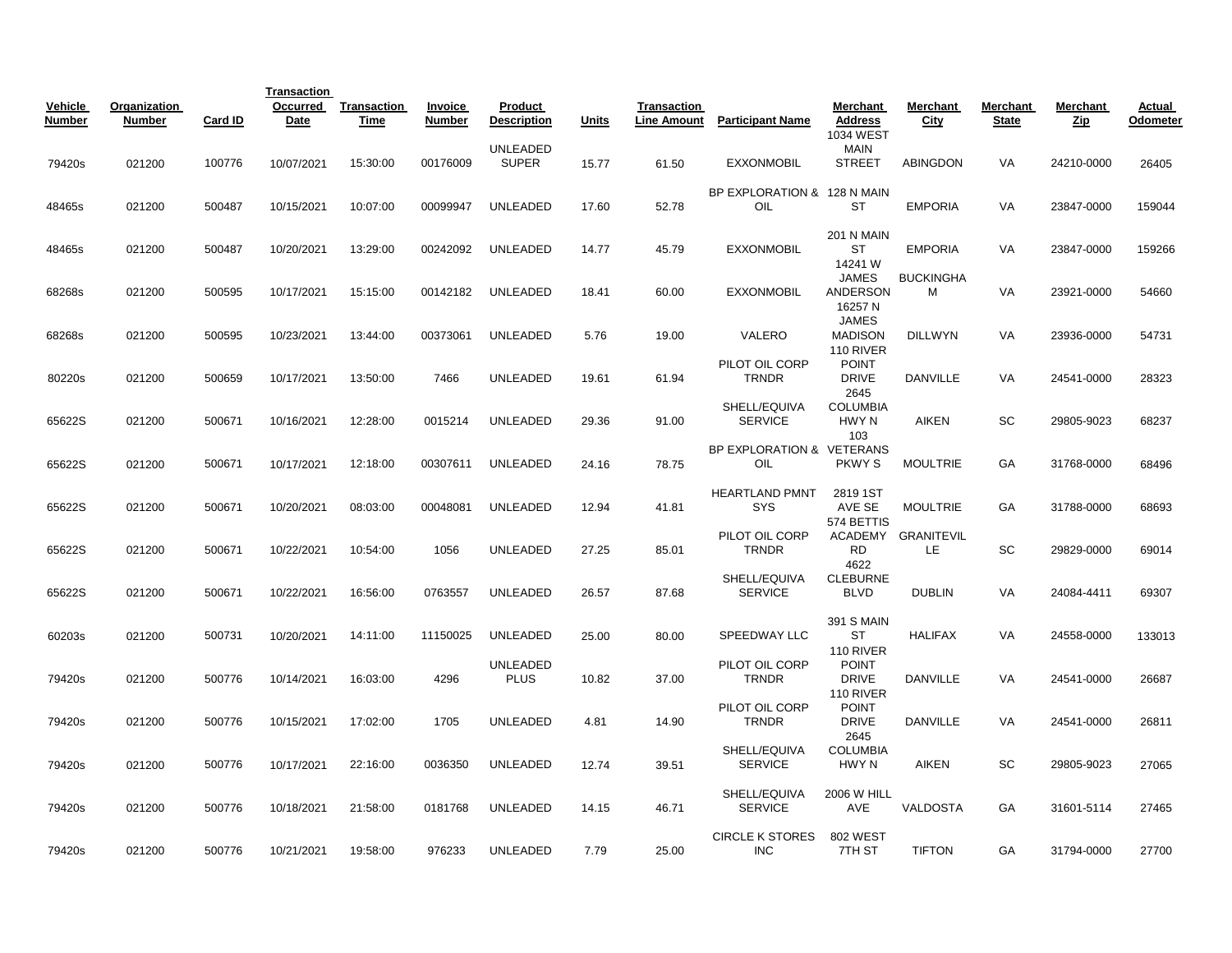| Vehicle Number | Organization Number | Card ID | Transaction Occurred Date | Transaction Time | Invoice Number | Product Description | Units | Transaction Line Amount | Participant Name | Merchant Address | Merchant City | Merchant State | Merchant Zip | Actual Odometer |
|---|---|---|---|---|---|---|---|---|---|---|---|---|---|---|
| 79420s | 021200 | 100776 | 10/07/2021 | 15:30:00 | 00176009 | UNLEADED SUPER | 15.77 | 61.50 | EXXONMOBIL | 1034 WEST MAIN STREET | ABINGDON | VA | 24210-0000 | 26405 |
| 48465s | 021200 | 500487 | 10/15/2021 | 10:07:00 | 00099947 | UNLEADED | 17.60 | 52.78 | BP EXPLORATION & OIL | 128 N MAIN ST | EMPORIA | VA | 23847-0000 | 159044 |
| 48465s | 021200 | 500487 | 10/20/2021 | 13:29:00 | 00242092 | UNLEADED | 14.77 | 45.79 | EXXONMOBIL | 201 N MAIN ST | EMPORIA | VA | 23847-0000 | 159266 |
| 68268s | 021200 | 500595 | 10/17/2021 | 15:15:00 | 00142182 | UNLEADED | 18.41 | 60.00 | EXXONMOBIL | 14241 W JAMES ANDERSON | BUCKINGHAM | VA | 23921-0000 | 54660 |
| 68268s | 021200 | 500595 | 10/23/2021 | 13:44:00 | 00373061 | UNLEADED | 5.76 | 19.00 | VALERO | 16257 N JAMES MADISON | DILLWYN | VA | 23936-0000 | 54731 |
| 80220s | 021200 | 500659 | 10/17/2021 | 13:50:00 | 7466 | UNLEADED | 19.61 | 61.94 | PILOT OIL CORP TRNDR | 110 RIVER POINT DRIVE | DANVILLE | VA | 24541-0000 | 28323 |
| 65622S | 021200 | 500671 | 10/16/2021 | 12:28:00 | 0015214 | UNLEADED | 29.36 | 91.00 | SHELL/EQUIVA SERVICE | 2645 COLUMBIA HWY N | AIKEN | SC | 29805-9023 | 68237 |
| 65622S | 021200 | 500671 | 10/17/2021 | 12:18:00 | 00307611 | UNLEADED | 24.16 | 78.75 | BP EXPLORATION & OIL | 103 VETERANS PKWY S | MOULTRIE | GA | 31768-0000 | 68496 |
| 65622S | 021200 | 500671 | 10/20/2021 | 08:03:00 | 00048081 | UNLEADED | 12.94 | 41.81 | HEARTLAND PMNT SYS | 2819 1ST AVE SE | MOULTRIE | GA | 31788-0000 | 68693 |
| 65622S | 021200 | 500671 | 10/22/2021 | 10:54:00 | 1056 | UNLEADED | 27.25 | 85.01 | PILOT OIL CORP TRNDR | 574 BETTIS ACADEMY RD | GRANITEVILLE | SC | 29829-0000 | 69014 |
| 65622S | 021200 | 500671 | 10/22/2021 | 16:56:00 | 0763557 | UNLEADED | 26.57 | 87.68 | SHELL/EQUIVA SERVICE | 4622 CLEBURNE BLVD | DUBLIN | VA | 24084-4411 | 69307 |
| 60203s | 021200 | 500731 | 10/20/2021 | 14:11:00 | 11150025 | UNLEADED | 25.00 | 80.00 | SPEEDWAY LLC | 391 S MAIN ST | HALIFAX | VA | 24558-0000 | 133013 |
| 79420s | 021200 | 500776 | 10/14/2021 | 16:03:00 | 4296 | UNLEADED PLUS | 10.82 | 37.00 | PILOT OIL CORP TRNDR | 110 RIVER POINT DRIVE | DANVILLE | VA | 24541-0000 | 26687 |
| 79420s | 021200 | 500776 | 10/15/2021 | 17:02:00 | 1705 | UNLEADED | 4.81 | 14.90 | PILOT OIL CORP TRNDR | 110 RIVER POINT DRIVE | DANVILLE | VA | 24541-0000 | 26811 |
| 79420s | 021200 | 500776 | 10/17/2021 | 22:16:00 | 0036350 | UNLEADED | 12.74 | 39.51 | SHELL/EQUIVA SERVICE | 2645 COLUMBIA HWY N | AIKEN | SC | 29805-9023 | 27065 |
| 79420s | 021200 | 500776 | 10/18/2021 | 21:58:00 | 0181768 | UNLEADED | 14.15 | 46.71 | SHELL/EQUIVA SERVICE | 2006 W HILL AVE | VALDOSTA | GA | 31601-5114 | 27465 |
| 79420s | 021200 | 500776 | 10/21/2021 | 19:58:00 | 976233 | UNLEADED | 7.79 | 25.00 | CIRCLE K STORES INC | 802 WEST 7TH ST | TIFTON | GA | 31794-0000 | 27700 |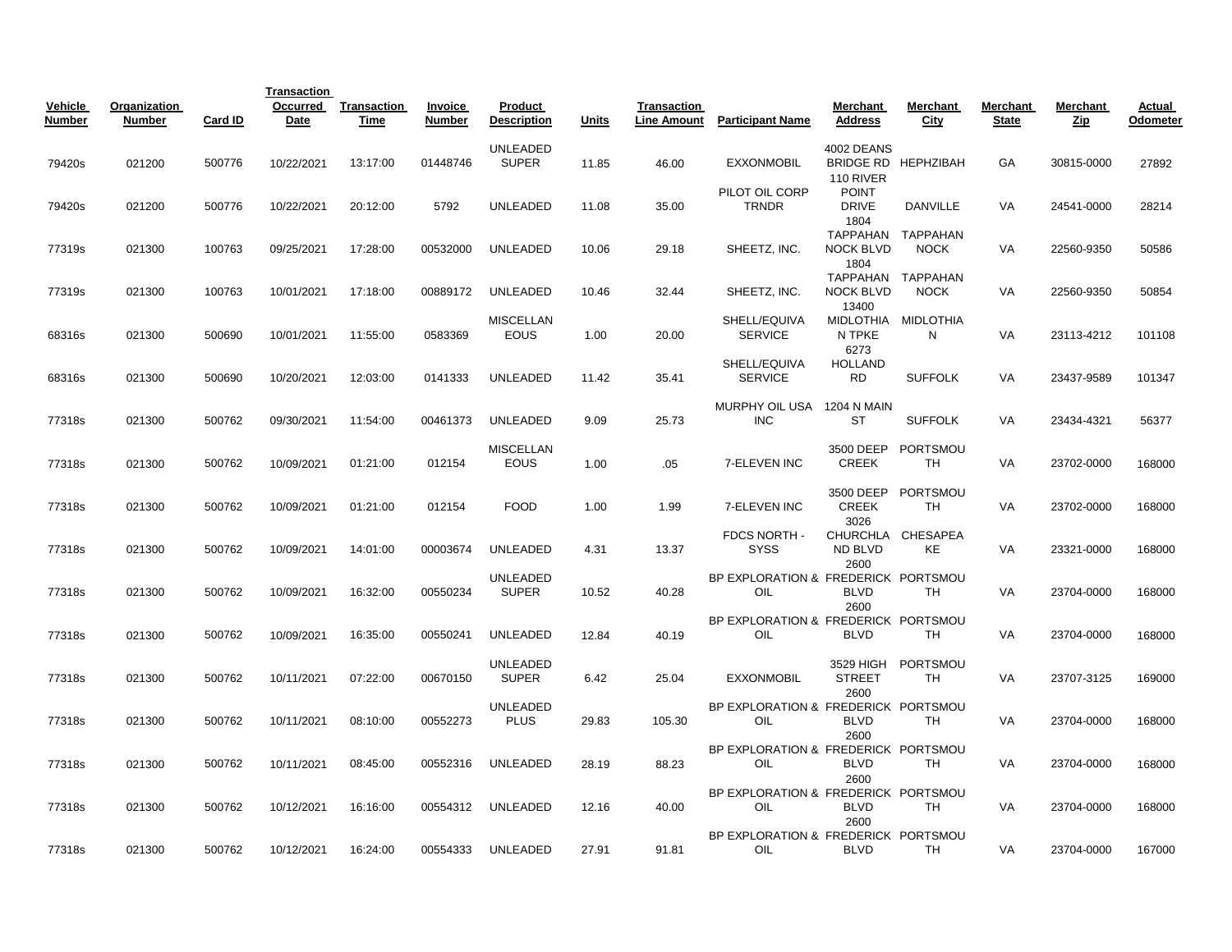| Vehicle Number | Organization Number | Card ID | Transaction Occurred Date | Transaction Time | Invoice Number | Product Description | Units | Transaction Line Amount | Participant Name | Merchant Address | Merchant City | Merchant State | Merchant Zip | Actual Odometer |
|---|---|---|---|---|---|---|---|---|---|---|---|---|---|---|
| 79420s | 021200 | 500776 | 10/22/2021 | 13:17:00 | 01448746 | UNLEADED SUPER | 11.85 | 46.00 | EXXONMOBIL | 4002 DEANS BRIDGE RD | HEPHZIBAH | GA | 30815-0000 | 27892 |
| 79420s | 021200 | 500776 | 10/22/2021 | 20:12:00 | 5792 | UNLEADED | 11.08 | 35.00 | PILOT OIL CORP TRNDR | 110 RIVER POINT DRIVE | DANVILLE | VA | 24541-0000 | 28214 |
| 77319s | 021300 | 100763 | 09/25/2021 | 17:28:00 | 00532000 | UNLEADED | 10.06 | 29.18 | SHEETZ, INC. | 1804 TAPPAHAN NOCK BLVD | TAPPAHAN NOCK | VA | 22560-9350 | 50586 |
| 77319s | 021300 | 100763 | 10/01/2021 | 17:18:00 | 00889172 | UNLEADED | 10.46 | 32.44 | SHEETZ, INC. | 1804 TAPPAHAN NOCK BLVD | TAPPAHAN NOCK | VA | 22560-9350 | 50854 |
| 68316s | 021300 | 500690 | 10/01/2021 | 11:55:00 | 0583369 | MISCELLAN EOUS | 1.00 | 20.00 | SHELL/EQUIVA SERVICE | 13400 MIDLOTHIA N TPKE | MIDLOTHIA N | VA | 23113-4212 | 101108 |
| 68316s | 021300 | 500690 | 10/20/2021 | 12:03:00 | 0141333 | UNLEADED | 11.42 | 35.41 | SHELL/EQUIVA SERVICE | 6273 HOLLAND RD | SUFFOLK | VA | 23437-9589 | 101347 |
| 77318s | 021300 | 500762 | 09/30/2021 | 11:54:00 | 00461373 | UNLEADED | 9.09 | 25.73 | MURPHY OIL USA INC | 1204 N MAIN ST | SUFFOLK | VA | 23434-4321 | 56377 |
| 77318s | 021300 | 500762 | 10/09/2021 | 01:21:00 | 012154 | MISCELLAN EOUS | 1.00 | .05 | 7-ELEVEN INC | 3500 DEEP CREEK | PORTSMOU TH | VA | 23702-0000 | 168000 |
| 77318s | 021300 | 500762 | 10/09/2021 | 01:21:00 | 012154 | FOOD | 1.00 | 1.99 | 7-ELEVEN INC | 3500 DEEP CREEK | PORTSMOU TH | VA | 23702-0000 | 168000 |
| 77318s | 021300 | 500762 | 10/09/2021 | 14:01:00 | 00003674 | UNLEADED | 4.31 | 13.37 | FDCS NORTH - SYSS | 3026 CHURCHLA ND BLVD | CHESAPEA KE | VA | 23321-0000 | 168000 |
| 77318s | 021300 | 500762 | 10/09/2021 | 16:32:00 | 00550234 | UNLEADED SUPER | 10.52 | 40.28 | BP EXPLORATION & OIL | 2600 FREDERICK BLVD | PORTSMOU TH | VA | 23704-0000 | 168000 |
| 77318s | 021300 | 500762 | 10/09/2021 | 16:35:00 | 00550241 | UNLEADED | 12.84 | 40.19 | BP EXPLORATION & OIL | 2600 FREDERICK BLVD | PORTSMOU TH | VA | 23704-0000 | 168000 |
| 77318s | 021300 | 500762 | 10/11/2021 | 07:22:00 | 00670150 | UNLEADED SUPER | 6.42 | 25.04 | EXXONMOBIL | 3529 HIGH STREET | PORTSMOU TH | VA | 23707-3125 | 169000 |
| 77318s | 021300 | 500762 | 10/11/2021 | 08:10:00 | 00552273 | UNLEADED PLUS | 29.83 | 105.30 | BP EXPLORATION & OIL | 2600 FREDERICK BLVD | PORTSMOU TH | VA | 23704-0000 | 168000 |
| 77318s | 021300 | 500762 | 10/11/2021 | 08:45:00 | 00552316 | UNLEADED | 28.19 | 88.23 | BP EXPLORATION & OIL | 2600 FREDERICK BLVD | PORTSMOU TH | VA | 23704-0000 | 168000 |
| 77318s | 021300 | 500762 | 10/12/2021 | 16:16:00 | 00554312 | UNLEADED | 12.16 | 40.00 | BP EXPLORATION & OIL | 2600 FREDERICK BLVD | PORTSMOU TH | VA | 23704-0000 | 168000 |
| 77318s | 021300 | 500762 | 10/12/2021 | 16:24:00 | 00554333 | UNLEADED | 27.91 | 91.81 | BP EXPLORATION & OIL | 2600 FREDERICK BLVD | PORTSMOU TH | VA | 23704-0000 | 167000 |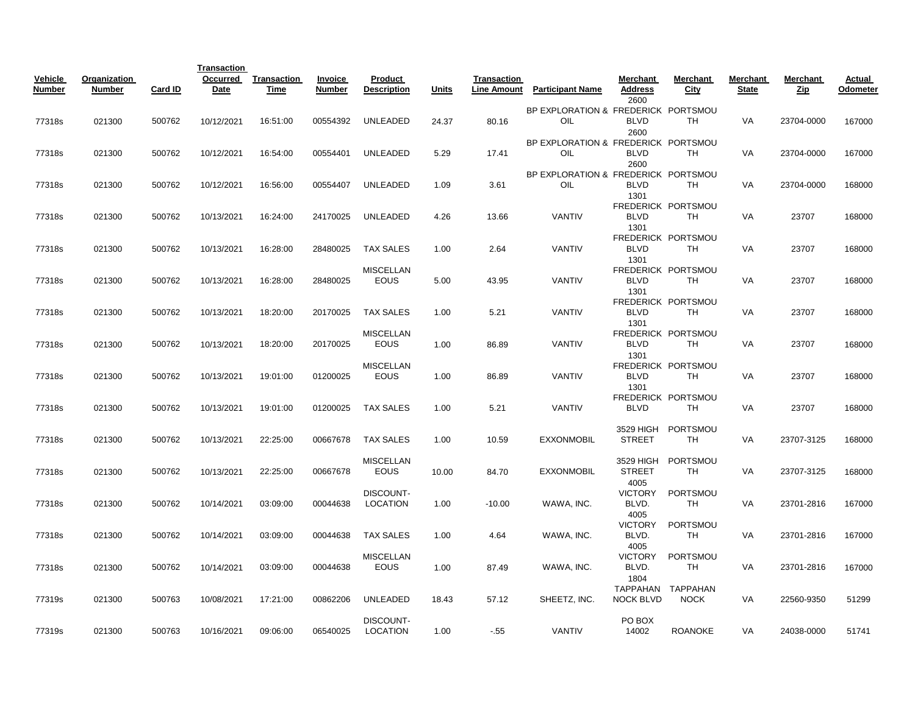| Vehicle Number | Organization Number | Card ID | Transaction Occurred Date | Transaction Time | Invoice Number | Product Description | Units | Transaction Line Amount | Participant Name | Merchant Address | Merchant City | Merchant State | Merchant Zip | Actual Odometer |
|---|---|---|---|---|---|---|---|---|---|---|---|---|---|---|
| 77318s | 021300 | 500762 | 10/12/2021 | 16:51:00 | 00554392 | UNLEADED | 24.37 | 80.16 | BP EXPLORATION & OIL | 2600 FREDERICK BLVD | PORTSMOUTH | VA | 23704-0000 | 167000 |
| 77318s | 021300 | 500762 | 10/12/2021 | 16:54:00 | 00554401 | UNLEADED | 5.29 | 17.41 | BP EXPLORATION & OIL | 2600 FREDERICK BLVD | PORTSMOUTH | VA | 23704-0000 | 167000 |
| 77318s | 021300 | 500762 | 10/12/2021 | 16:56:00 | 00554407 | UNLEADED | 1.09 | 3.61 | BP EXPLORATION & OIL | 2600 FREDERICK BLVD | PORTSMOUTH | VA | 23704-0000 | 168000 |
| 77318s | 021300 | 500762 | 10/13/2021 | 16:24:00 | 24170025 | UNLEADED | 4.26 | 13.66 | VANTIV | 1301 FREDERICK BLVD | PORTSMOUTH | VA | 23707 | 168000 |
| 77318s | 021300 | 500762 | 10/13/2021 | 16:28:00 | 28480025 | TAX SALES | 1.00 | 2.64 | VANTIV | 1301 FREDERICK BLVD | PORTSMOUTH | VA | 23707 | 168000 |
| 77318s | 021300 | 500762 | 10/13/2021 | 16:28:00 | 28480025 | MISCELLANEOUS | 5.00 | 43.95 | VANTIV | 1301 FREDERICK BLVD | PORTSMOUTH | VA | 23707 | 168000 |
| 77318s | 021300 | 500762 | 10/13/2021 | 18:20:00 | 20170025 | TAX SALES | 1.00 | 5.21 | VANTIV | 1301 FREDERICK BLVD | PORTSMOUTH | VA | 23707 | 168000 |
| 77318s | 021300 | 500762 | 10/13/2021 | 18:20:00 | 20170025 | MISCELLANEOUS | 1.00 | 86.89 | VANTIV | 1301 FREDERICK BLVD | PORTSMOUTH | VA | 23707 | 168000 |
| 77318s | 021300 | 500762 | 10/13/2021 | 19:01:00 | 01200025 | MISCELLANEOUS | 1.00 | 86.89 | VANTIV | 1301 FREDERICK BLVD | PORTSMOUTH | VA | 23707 | 168000 |
| 77318s | 021300 | 500762 | 10/13/2021 | 19:01:00 | 01200025 | TAX SALES | 1.00 | 5.21 | VANTIV | 1301 FREDERICK BLVD | PORTSMOUTH | VA | 23707 | 168000 |
| 77318s | 021300 | 500762 | 10/13/2021 | 22:25:00 | 00667678 | TAX SALES | 1.00 | 10.59 | EXXONMOBIL | 3529 HIGH STREET | PORTSMOUTH | VA | 23707-3125 | 168000 |
| 77318s | 021300 | 500762 | 10/13/2021 | 22:25:00 | 00667678 | MISCELLANEOUS | 10.00 | 84.70 | EXXONMOBIL | 3529 HIGH STREET | PORTSMOUTH | VA | 23707-3125 | 168000 |
| 77318s | 021300 | 500762 | 10/14/2021 | 03:09:00 | 00044638 | DISCOUNT-LOCATION | 1.00 | -10.00 | WAWA, INC. | 4005 VICTORY BLVD. | PORTSMOUTH | VA | 23701-2816 | 167000 |
| 77318s | 021300 | 500762 | 10/14/2021 | 03:09:00 | 00044638 | TAX SALES | 1.00 | 4.64 | WAWA, INC. | 4005 VICTORY BLVD. | PORTSMOUTH | VA | 23701-2816 | 167000 |
| 77318s | 021300 | 500762 | 10/14/2021 | 03:09:00 | 00044638 | MISCELLANEOUS | 1.00 | 87.49 | WAWA, INC. | 4005 VICTORY BLVD. | PORTSMOUTH | VA | 23701-2816 | 167000 |
| 77319s | 021300 | 500763 | 10/08/2021 | 17:21:00 | 00862206 | UNLEADED | 18.43 | 57.12 | SHEETZ, INC. | 1804 TAPPAHANNOCK BLVD | TAPPAHANNOCK | VA | 22560-9350 | 51299 |
| 77319s | 021300 | 500763 | 10/16/2021 | 09:06:00 | 06540025 | DISCOUNT-LOCATION | 1.00 | -.55 | VANTIV | PO BOX 14002 | ROANOKE | VA | 24038-0000 | 51741 |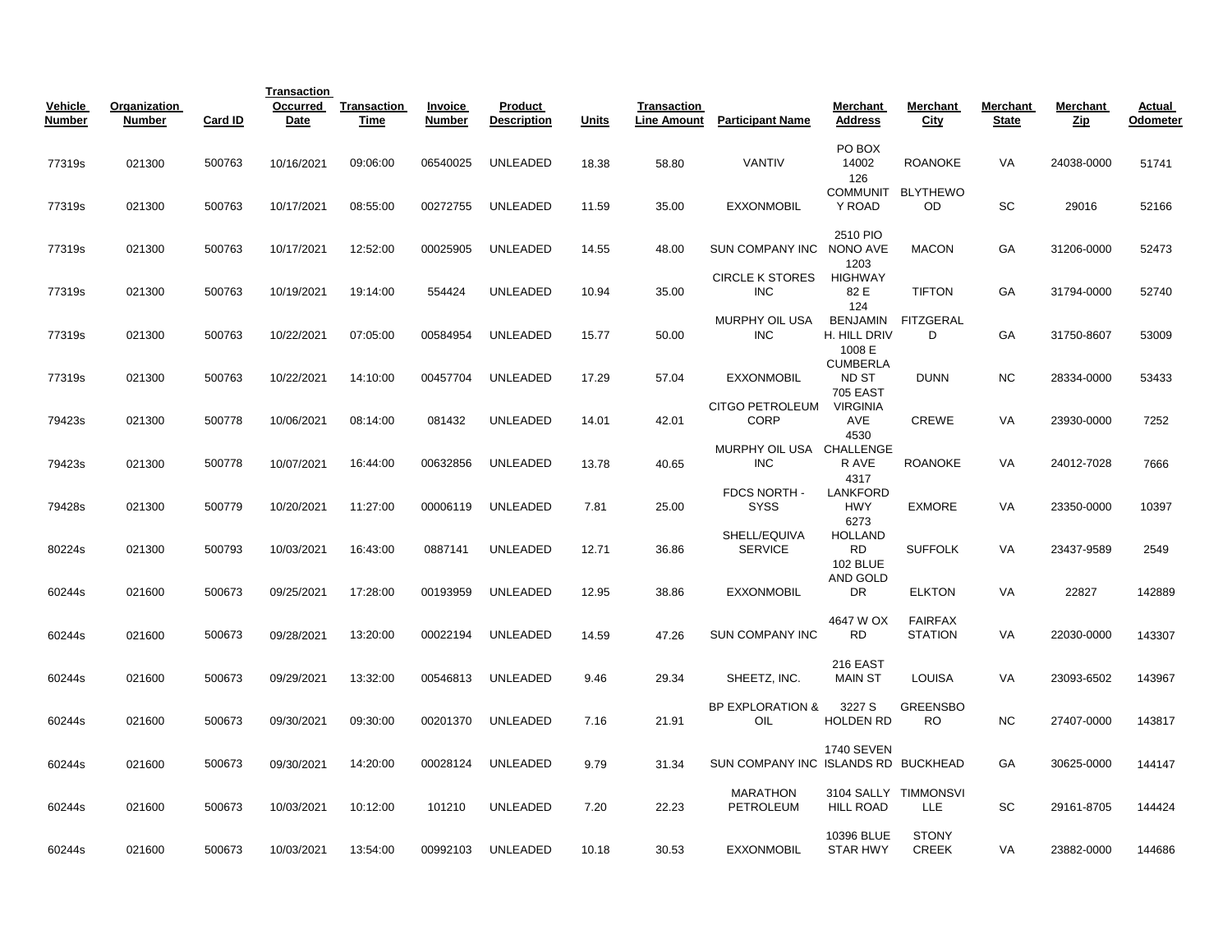| Vehicle Number | Organization Number | Card ID | Transaction Occurred Date | Transaction Time | Invoice Number | Product Description | Units | Transaction Line Amount | Participant Name | Merchant Address | Merchant City | Merchant State | Merchant Zip | Actual Odometer |
|---|---|---|---|---|---|---|---|---|---|---|---|---|---|---|
| 77319s | 021300 | 500763 | 10/16/2021 | 09:06:00 | 06540025 | UNLEADED | 18.38 | 58.80 | VANTIV | PO BOX 14002 | ROANOKE | VA | 24038-0000 | 51741 |
| 77319s | 021300 | 500763 | 10/17/2021 | 08:55:00 | 00272755 | UNLEADED | 11.59 | 35.00 | EXXONMOBIL | 126 COMMUNITY ROAD | BLYTHEWOOD | SC | 29016 | 52166 |
| 77319s | 021300 | 500763 | 10/17/2021 | 12:52:00 | 00025905 | UNLEADED | 14.55 | 48.00 | SUN COMPANY INC | 2510 PIO NONO AVE | MACON | GA | 31206-0000 | 52473 |
| 77319s | 021300 | 500763 | 10/19/2021 | 19:14:00 | 554424 | UNLEADED | 10.94 | 35.00 | CIRCLE K STORES INC | 1203 HIGHWAY 82 E | TIFTON | GA | 31794-0000 | 52740 |
| 77319s | 021300 | 500763 | 10/22/2021 | 07:05:00 | 00584954 | UNLEADED | 15.77 | 50.00 | MURPHY OIL USA INC | 124 BENJAMIN H. HILL DRIV | FITZGERALD | GA | 31750-8607 | 53009 |
| 77319s | 021300 | 500763 | 10/22/2021 | 14:10:00 | 00457704 | UNLEADED | 17.29 | 57.04 | EXXONMOBIL | 1008 E CUMBERLAND ST | DUNN | NC | 28334-0000 | 53433 |
| 79423s | 021300 | 500778 | 10/06/2021 | 08:14:00 | 081432 | UNLEADED | 14.01 | 42.01 | CITGO PETROLEUM CORP | 705 EAST VIRGINIA AVE | CREWE | VA | 23930-0000 | 7252 |
| 79423s | 021300 | 500778 | 10/07/2021 | 16:44:00 | 00632856 | UNLEADED | 13.78 | 40.65 | MURPHY OIL USA INC | 4530 CHALLENGER AVE | ROANOKE | VA | 24012-7028 | 7666 |
| 79428s | 021300 | 500779 | 10/20/2021 | 11:27:00 | 00006119 | UNLEADED | 7.81 | 25.00 | FDCS NORTH - SYSS | 4317 LANKFORD HWY | EXMORE | VA | 23350-0000 | 10397 |
| 80224s | 021300 | 500793 | 10/03/2021 | 16:43:00 | 0887141 | UNLEADED | 12.71 | 36.86 | SHELL/EQUIVA SERVICE | 6273 HOLLAND RD | SUFFOLK | VA | 23437-9589 | 2549 |
| 60244s | 021600 | 500673 | 09/25/2021 | 17:28:00 | 00193959 | UNLEADED | 12.95 | 38.86 | EXXONMOBIL | 102 BLUE AND GOLD DR | ELKTON | VA | 22827 | 142889 |
| 60244s | 021600 | 500673 | 09/28/2021 | 13:20:00 | 00022194 | UNLEADED | 14.59 | 47.26 | SUN COMPANY INC | 4647 W OX RD | FAIRFAX STATION | VA | 22030-0000 | 143307 |
| 60244s | 021600 | 500673 | 09/29/2021 | 13:32:00 | 00546813 | UNLEADED | 9.46 | 29.34 | SHEETZ, INC. | 216 EAST MAIN ST | LOUISA | VA | 23093-6502 | 143967 |
| 60244s | 021600 | 500673 | 09/30/2021 | 09:30:00 | 00201370 | UNLEADED | 7.16 | 21.91 | BP EXPLORATION & OIL | 3227 S HOLDEN RD | GREENSBORO | NC | 27407-0000 | 143817 |
| 60244s | 021600 | 500673 | 09/30/2021 | 14:20:00 | 00028124 | UNLEADED | 9.79 | 31.34 | SUN COMPANY INC | 1740 SEVEN ISLANDS RD | BUCKHEAD | GA | 30625-0000 | 144147 |
| 60244s | 021600 | 500673 | 10/03/2021 | 10:12:00 | 101210 | UNLEADED | 7.20 | 22.23 | MARATHON PETROLEUM | 3104 SALLY HILL ROAD | TIMMONSVILLE | SC | 29161-8705 | 144424 |
| 60244s | 021600 | 500673 | 10/03/2021 | 13:54:00 | 00992103 | UNLEADED | 10.18 | 30.53 | EXXONMOBIL | 10396 BLUE STAR HWY | STONY CREEK | VA | 23882-0000 | 144686 |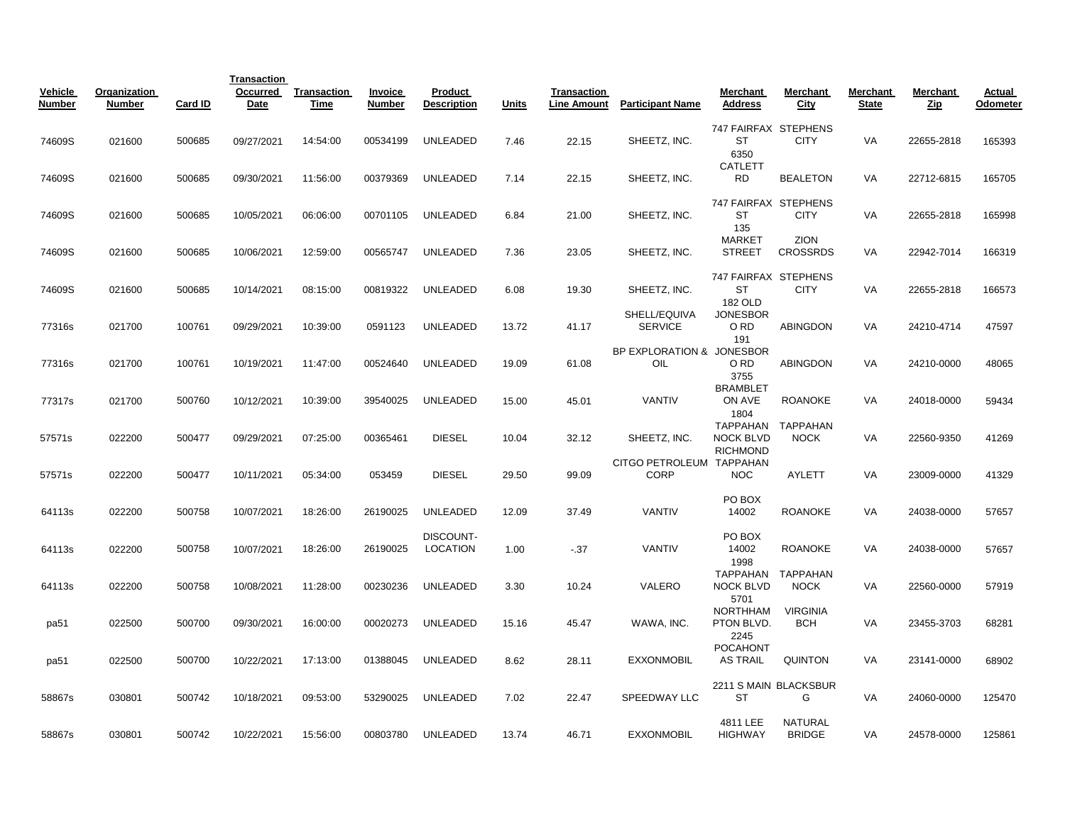| Vehicle Number | Organization Number | Card ID | Transaction Occurred Date | Transaction Time | Invoice Number | Product Description | Units | Transaction Line Amount | Participant Name | Merchant Address | Merchant City | Merchant State | Merchant Zip | Actual Odometer |
|---|---|---|---|---|---|---|---|---|---|---|---|---|---|---|
| 74609S | 021600 | 500685 | 09/27/2021 | 14:54:00 | 00534199 | UNLEADED | 7.46 | 22.15 | SHEETZ, INC. | 747 FAIRFAX ST | STEPHENS CITY | VA | 22655-2818 | 165393 |
| 74609S | 021600 | 500685 | 09/30/2021 | 11:56:00 | 00379369 | UNLEADED | 7.14 | 22.15 | SHEETZ, INC. | 6350 CATLETT RD | BEALETON | VA | 22712-6815 | 165705 |
| 74609S | 021600 | 500685 | 10/05/2021 | 06:06:00 | 00701105 | UNLEADED | 6.84 | 21.00 | SHEETZ, INC. | 747 FAIRFAX ST | STEPHENS CITY | VA | 22655-2818 | 165998 |
| 74609S | 021600 | 500685 | 10/06/2021 | 12:59:00 | 00565747 | UNLEADED | 7.36 | 23.05 | SHEETZ, INC. | 135 MARKET STREET | ZION CROSSRDS | VA | 22942-7014 | 166319 |
| 74609S | 021600 | 500685 | 10/14/2021 | 08:15:00 | 00819322 | UNLEADED | 6.08 | 19.30 | SHEETZ, INC. | 747 FAIRFAX ST | STEPHENS CITY | VA | 22655-2818 | 166573 |
| 77316s | 021700 | 100761 | 09/29/2021 | 10:39:00 | 0591123 | UNLEADED | 13.72 | 41.17 | SHELL/EQUIVA SERVICE | 182 OLD JONESBORO RD | ABINGDON | VA | 24210-4714 | 47597 |
| 77316s | 021700 | 100761 | 10/19/2021 | 11:47:00 | 00524640 | UNLEADED | 19.09 | 61.08 | BP EXPLORATION & OIL | 191 JONESBORO RD | ABINGDON | VA | 24210-0000 | 48065 |
| 77317s | 021700 | 500760 | 10/12/2021 | 10:39:00 | 39540025 | UNLEADED | 15.00 | 45.01 | VANTIV | 3755 BRAMBLETON AVE | ROANOKE | VA | 24018-0000 | 59434 |
| 57571s | 022200 | 500477 | 09/29/2021 | 07:25:00 | 00365461 | DIESEL | 10.04 | 32.12 | SHEETZ, INC. | 1804 TAPPAHANNOCK BLVD | TAPPAHANNOCK | VA | 22560-9350 | 41269 |
| 57571s | 022200 | 500477 | 10/11/2021 | 05:34:00 | 053459 | DIESEL | 29.50 | 99.09 | CITGO PETROLEUM CORP | RICHMOND TAPPAHANNOC | AYLETT | VA | 23009-0000 | 41329 |
| 64113s | 022200 | 500758 | 10/07/2021 | 18:26:00 | 26190025 | UNLEADED | 12.09 | 37.49 | VANTIV | PO BOX 14002 | ROANOKE | VA | 24038-0000 | 57657 |
| 64113s | 022200 | 500758 | 10/07/2021 | 18:26:00 | 26190025 | DISCOUNT-LOCATION | 1.00 | -.37 | VANTIV | PO BOX 14002 | ROANOKE | VA | 24038-0000 | 57657 |
| 64113s | 022200 | 500758 | 10/08/2021 | 11:28:00 | 00230236 | UNLEADED | 3.30 | 10.24 | VALERO | 1998 TAPPAHANNOCK BLVD | TAPPAHANNOCK | VA | 22560-0000 | 57919 |
| pa51 | 022500 | 500700 | 09/30/2021 | 16:00:00 | 00020273 | UNLEADED | 15.16 | 45.47 | WAWA, INC. | 5701 NORTHHAMPTON BLVD. | VIRGINIA BCH | VA | 23455-3703 | 68281 |
| pa51 | 022500 | 500700 | 10/22/2021 | 17:13:00 | 01388045 | UNLEADED | 8.62 | 28.11 | EXXONMOBIL | 2245 POCAHONTAS TRAIL | QUINTON | VA | 23141-0000 | 68902 |
| 58867s | 030801 | 500742 | 10/18/2021 | 09:53:00 | 53290025 | UNLEADED | 7.02 | 22.47 | SPEEDWAY LLC | 2211 S MAIN ST | BLACKSBURG | VA | 24060-0000 | 125470 |
| 58867s | 030801 | 500742 | 10/22/2021 | 15:56:00 | 00803780 | UNLEADED | 13.74 | 46.71 | EXXONMOBIL | 4811 LEE HIGHWAY | NATURAL BRIDGE | VA | 24578-0000 | 125861 |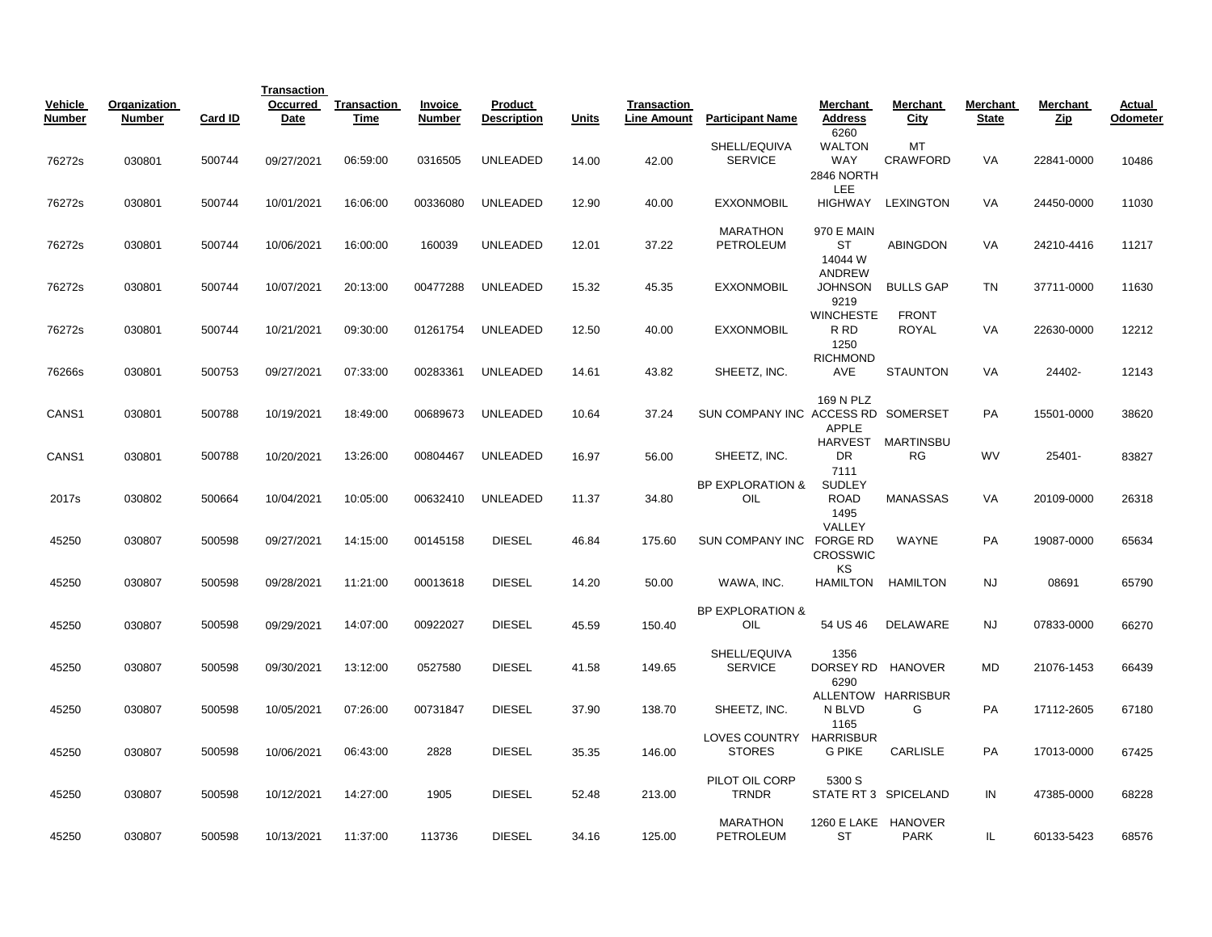| Vehicle Number | Organization Number | Card ID | Transaction Occurred Date | Transaction Time | Invoice Number | Product Description | Units | Transaction Line Amount | Participant Name | Merchant Address | Merchant City | Merchant State | Merchant Zip | Actual Odometer |
|---|---|---|---|---|---|---|---|---|---|---|---|---|---|---|
| 76272s | 030801 | 500744 | 09/27/2021 | 06:59:00 | 0316505 | UNLEADED | 14.00 | 42.00 | SHELL/EQUIVA SERVICE | 6260 WALTON WAY | MT CRAWFORD | VA | 22841-0000 | 10486 |
| 76272s | 030801 | 500744 | 10/01/2021 | 16:06:00 | 00336080 | UNLEADED | 12.90 | 40.00 | EXXONMOBIL | 2846 NORTH LEE HIGHWAY | LEXINGTON | VA | 24450-0000 | 11030 |
| 76272s | 030801 | 500744 | 10/06/2021 | 16:00:00 | 160039 | UNLEADED | 12.01 | 37.22 | MARATHON PETROLEUM | 970 E MAIN ST | ABINGDON | VA | 24210-4416 | 11217 |
| 76272s | 030801 | 500744 | 10/07/2021 | 20:13:00 | 00477288 | UNLEADED | 15.32 | 45.35 | EXXONMOBIL | 14044 W ANDREW JOHNSON | BULLS GAP | TN | 37711-0000 | 11630 |
| 76272s | 030801 | 500744 | 10/21/2021 | 09:30:00 | 01261754 | UNLEADED | 12.50 | 40.00 | EXXONMOBIL | 9219 WINCHESTE R RD | FRONT ROYAL | VA | 22630-0000 | 12212 |
| 76266s | 030801 | 500753 | 09/27/2021 | 07:33:00 | 00283361 | UNLEADED | 14.61 | 43.82 | SHEETZ, INC. | 1250 RICHMOND AVE | STAUNTON | VA | 24402- | 12143 |
| CANS1 | 030801 | 500788 | 10/19/2021 | 18:49:00 | 00689673 | UNLEADED | 10.64 | 37.24 | SUN COMPANY INC | 169 N PLZ ACCESS RD | SOMERSET | PA | 15501-0000 | 38620 |
| CANS1 | 030801 | 500788 | 10/20/2021 | 13:26:00 | 00804467 | UNLEADED | 16.97 | 56.00 | SHEETZ, INC. | APPLE HARVEST DR | MARTINSBU RG | WV | 25401- | 83827 |
| 2017s | 030802 | 500664 | 10/04/2021 | 10:05:00 | 00632410 | UNLEADED | 11.37 | 34.80 | BP EXPLORATION & OIL | 7111 SUDLEY ROAD | MANASSAS | VA | 20109-0000 | 26318 |
| 45250 | 030807 | 500598 | 09/27/2021 | 14:15:00 | 00145158 | DIESEL | 46.84 | 175.60 | SUN COMPANY INC | 1495 VALLEY FORGE RD | WAYNE | PA | 19087-0000 | 65634 |
| 45250 | 030807 | 500598 | 09/28/2021 | 11:21:00 | 00013618 | DIESEL | 14.20 | 50.00 | WAWA, INC. | CROSSWIC KS HAMILTON | HAMILTON | NJ | 08691 | 65790 |
| 45250 | 030807 | 500598 | 09/29/2021 | 14:07:00 | 00922027 | DIESEL | 45.59 | 150.40 | BP EXPLORATION & OIL | 54 US 46 | DELAWARE | NJ | 07833-0000 | 66270 |
| 45250 | 030807 | 500598 | 09/30/2021 | 13:12:00 | 0527580 | DIESEL | 41.58 | 149.65 | SHELL/EQUIVA SERVICE | 1356 DORSEY RD | HANOVER | MD | 21076-1453 | 66439 |
| 45250 | 030807 | 500598 | 10/05/2021 | 07:26:00 | 00731847 | DIESEL | 37.90 | 138.70 | SHEETZ, INC. | 6290 ALLENTOW N BLVD | HARRISBUR G | PA | 17112-2605 | 67180 |
| 45250 | 030807 | 500598 | 10/06/2021 | 06:43:00 | 2828 | DIESEL | 35.35 | 146.00 | LOVES COUNTRY STORES | 1165 HARRISBUR G PIKE | CARLISLE | PA | 17013-0000 | 67425 |
| 45250 | 030807 | 500598 | 10/12/2021 | 14:27:00 | 1905 | DIESEL | 52.48 | 213.00 | PILOT OIL CORP TRNDR | 5300 S STATE RT 3 | SPICELAND | IN | 47385-0000 | 68228 |
| 45250 | 030807 | 500598 | 10/13/2021 | 11:37:00 | 113736 | DIESEL | 34.16 | 125.00 | MARATHON PETROLEUM | 1260 E LAKE ST | HANOVER PARK | IL | 60133-5423 | 68576 |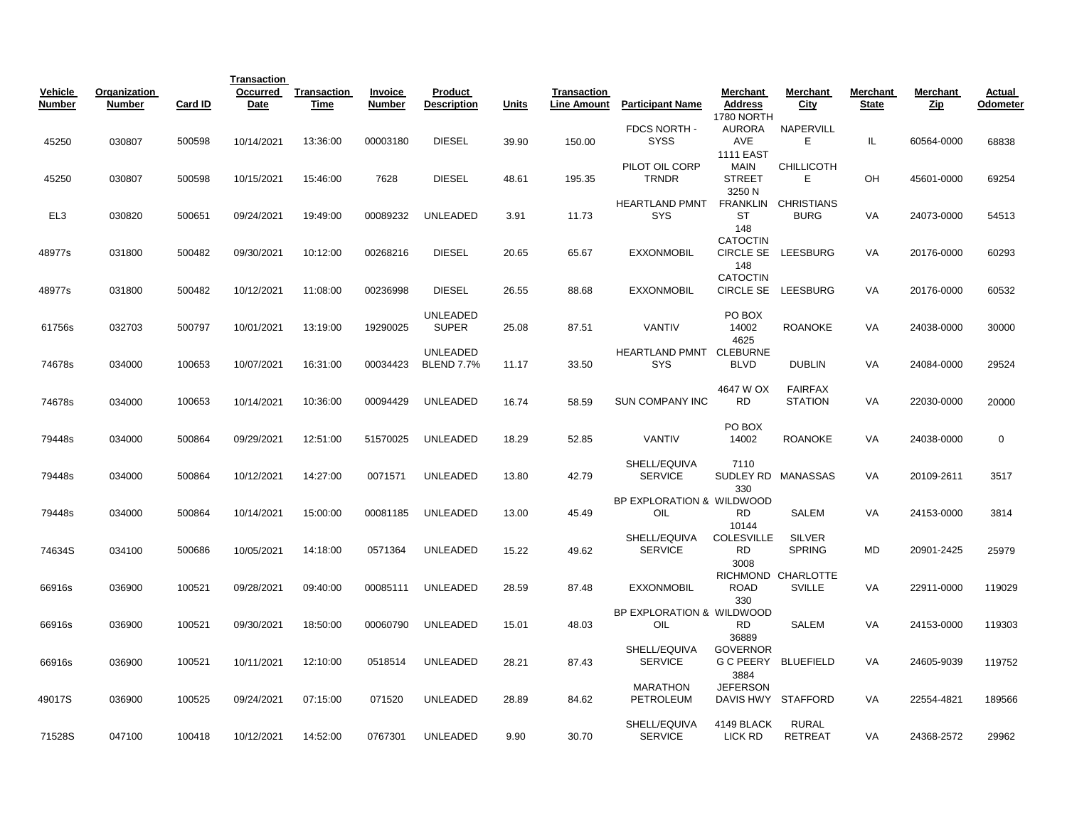| Vehicle Number | Organization Number | Card ID | Transaction Occurred Date | Transaction Time | Invoice Number | Product Description | Units | Transaction Line Amount | Participant Name | Merchant Address | Merchant City | Merchant State | Merchant Zip | Actual Odometer |
|---|---|---|---|---|---|---|---|---|---|---|---|---|---|---|
| 45250 | 030807 | 500598 | 10/14/2021 | 13:36:00 | 00003180 | DIESEL | 39.90 | 150.00 | FDCS NORTH - SYSS | 1780 NORTH AURORA AVE | NAPERVILLE | IL | 60564-0000 | 68838 |
| 45250 | 030807 | 500598 | 10/15/2021 | 15:46:00 | 7628 | DIESEL | 48.61 | 195.35 | PILOT OIL CORP TRNDR | 1111 EAST MAIN STREET | CHILLICOTHE | OH | 45601-0000 | 69254 |
| EL3 | 030820 | 500651 | 09/24/2021 | 19:49:00 | 00089232 | UNLEADED | 3.91 | 11.73 | HEARTLAND PMNT SYS | 3250 N FRANKLIN ST | CHRISTIANSBURG | VA | 24073-0000 | 54513 |
| 48977s | 031800 | 500482 | 09/30/2021 | 10:12:00 | 00268216 | DIESEL | 20.65 | 65.67 | EXXONMOBIL | 148 CATOCTIN CIRCLE SE | LEESBURG | VA | 20176-0000 | 60293 |
| 48977s | 031800 | 500482 | 10/12/2021 | 11:08:00 | 00236998 | DIESEL | 26.55 | 88.68 | EXXONMOBIL | 148 CATOCTIN CIRCLE SE | LEESBURG | VA | 20176-0000 | 60532 |
| 61756s | 032703 | 500797 | 10/01/2021 | 13:19:00 | 19290025 | UNLEADED SUPER | 25.08 | 87.51 | VANTIV | PO BOX 14002 | ROANOKE | VA | 24038-0000 | 30000 |
| 74678s | 034000 | 100653 | 10/07/2021 | 16:31:00 | 00034423 | UNLEADED BLEND 7.7% | 11.17 | 33.50 | HEARTLAND PMNT SYS | 4625 CLEBURNE BLVD | DUBLIN | VA | 24084-0000 | 29524 |
| 74678s | 034000 | 100653 | 10/14/2021 | 10:36:00 | 00094429 | UNLEADED | 16.74 | 58.59 | SUN COMPANY INC | 4647 W OX RD | FAIRFAX STATION | VA | 22030-0000 | 20000 |
| 79448s | 034000 | 500864 | 09/29/2021 | 12:51:00 | 51570025 | UNLEADED | 18.29 | 52.85 | VANTIV | PO BOX 14002 | ROANOKE | VA | 24038-0000 | 0 |
| 79448s | 034000 | 500864 | 10/12/2021 | 14:27:00 | 0071571 | UNLEADED | 13.80 | 42.79 | SHELL/EQUIVA SERVICE | 7110 SUDLEY RD | MANASSAS | VA | 20109-2611 | 3517 |
| 79448s | 034000 | 500864 | 10/14/2021 | 15:00:00 | 00081185 | UNLEADED | 13.00 | 45.49 | BP EXPLORATION & OIL | 330 WILDWOOD RD | SALEM | VA | 24153-0000 | 3814 |
| 74634S | 034100 | 500686 | 10/05/2021 | 14:18:00 | 0571364 | UNLEADED | 15.22 | 49.62 | SHELL/EQUIVA SERVICE | 10144 COLESVILLE RD | SILVER SPRING | MD | 20901-2425 | 25979 |
| 66916s | 036900 | 100521 | 09/28/2021 | 09:40:00 | 00085111 | UNLEADED | 28.59 | 87.48 | EXXONMOBIL | 3008 RICHMOND ROAD | CHARLOTTESVILLE | VA | 22911-0000 | 119029 |
| 66916s | 036900 | 100521 | 09/30/2021 | 18:50:00 | 00060790 | UNLEADED | 15.01 | 48.03 | BP EXPLORATION & OIL | 330 WILDWOOD RD | SALEM | VA | 24153-0000 | 119303 |
| 66916s | 036900 | 100521 | 10/11/2021 | 12:10:00 | 0518514 | UNLEADED | 28.21 | 87.43 | SHELL/EQUIVA SERVICE | 36889 GOVERNOR G C PEERY | BLUEFIELD | VA | 24605-9039 | 119752 |
| 49017S | 036900 | 100525 | 09/24/2021 | 07:15:00 | 071520 | UNLEADED | 28.89 | 84.62 | MARATHON PETROLEUM | 3884 JEFERSON DAVIS HWY | STAFFORD | VA | 22554-4821 | 189566 |
| 71528S | 047100 | 100418 | 10/12/2021 | 14:52:00 | 0767301 | UNLEADED | 9.90 | 30.70 | SHELL/EQUIVA SERVICE | 4149 BLACK LICK RD | RURAL RETREAT | VA | 24368-2572 | 29962 |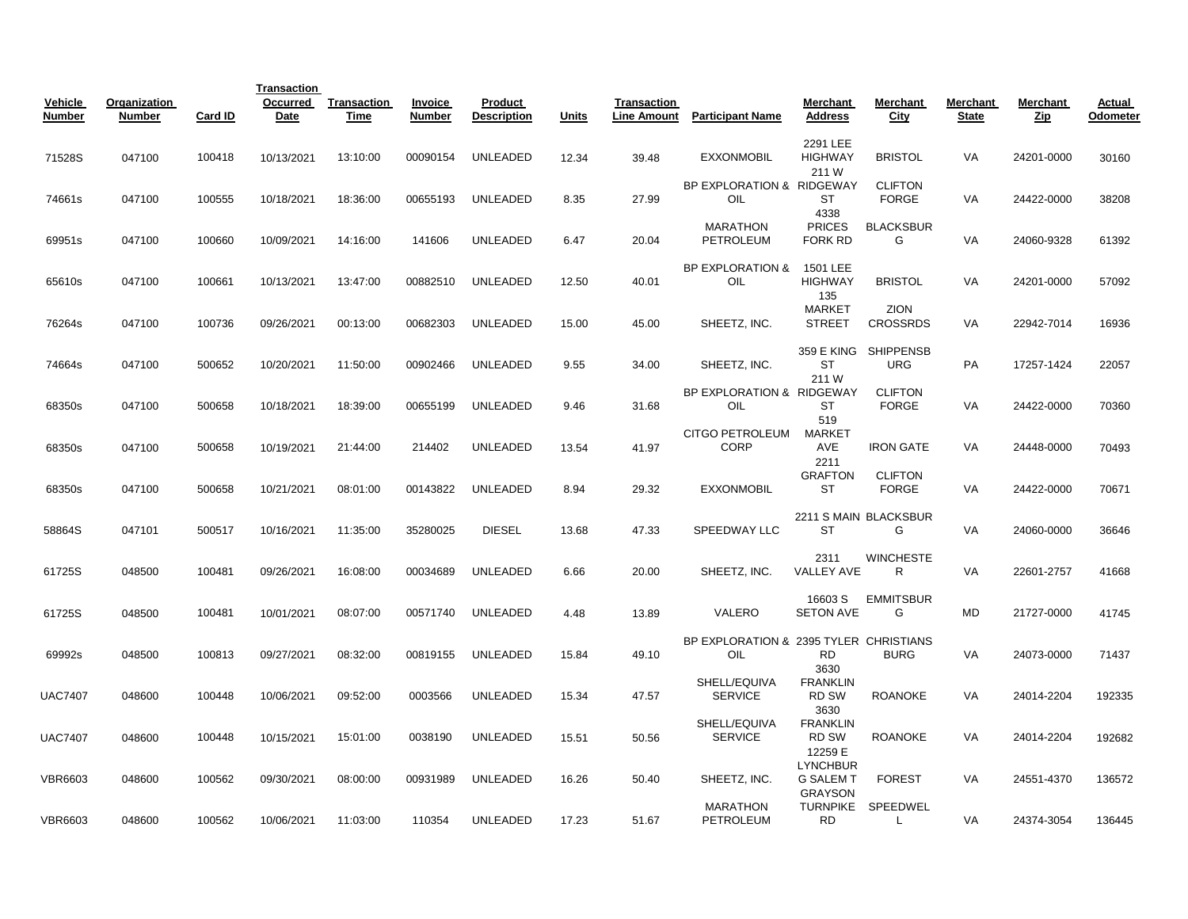| Vehicle Number | Organization Number | Card ID | Transaction Occurred Date | Transaction Time | Invoice Number | Product Description | Units | Transaction Line Amount | Participant Name | Merchant Address | Merchant City | Merchant State | Merchant Zip | Actual Odometer |
|---|---|---|---|---|---|---|---|---|---|---|---|---|---|---|
| 71528S | 047100 | 100418 | 10/13/2021 | 13:10:00 | 00090154 | UNLEADED | 12.34 | 39.48 | EXXONMOBIL | 2291 LEE HIGHWAY | BRISTOL | VA | 24201-0000 | 30160 |
| 74661s | 047100 | 100555 | 10/18/2021 | 18:36:00 | 00655193 | UNLEADED | 8.35 | 27.99 | BP EXPLORATION & OIL | 211 W RIDGEWAY ST | CLIFTON FORGE | VA | 24422-0000 | 38208 |
| 69951s | 047100 | 100660 | 10/09/2021 | 14:16:00 | 141606 | UNLEADED | 6.47 | 20.04 | MARATHON PETROLEUM | 4338 PRICES FORK RD | BLACKSBURG | VA | 24060-9328 | 61392 |
| 65610s | 047100 | 100661 | 10/13/2021 | 13:47:00 | 00882510 | UNLEADED | 12.50 | 40.01 | BP EXPLORATION & OIL | 1501 LEE HIGHWAY | BRISTOL | VA | 24201-0000 | 57092 |
| 76264s | 047100 | 100736 | 09/26/2021 | 00:13:00 | 00682303 | UNLEADED | 15.00 | 45.00 | SHEETZ, INC. | 135 MARKET STREET | ZION CROSSRDS | VA | 22942-7014 | 16936 |
| 74664s | 047100 | 500652 | 10/20/2021 | 11:50:00 | 00902466 | UNLEADED | 9.55 | 34.00 | SHEETZ, INC. | 359 E KING ST | SHIPPENSBURG | PA | 17257-1424 | 22057 |
| 68350s | 047100 | 500658 | 10/18/2021 | 18:39:00 | 00655199 | UNLEADED | 9.46 | 31.68 | BP EXPLORATION & OIL | 211 W RIDGEWAY ST | CLIFTON FORGE | VA | 24422-0000 | 70360 |
| 68350s | 047100 | 500658 | 10/19/2021 | 21:44:00 | 214402 | UNLEADED | 13.54 | 41.97 | CITGO PETROLEUM CORP | 519 MARKET AVE | IRON GATE | VA | 24448-0000 | 70493 |
| 68350s | 047100 | 500658 | 10/21/2021 | 08:01:00 | 00143822 | UNLEADED | 8.94 | 29.32 | EXXONMOBIL | 2211 GRAFTON ST | CLIFTON FORGE | VA | 24422-0000 | 70671 |
| 58864S | 047101 | 500517 | 10/16/2021 | 11:35:00 | 35280025 | DIESEL | 13.68 | 47.33 | SPEEDWAY LLC | 2211 S MAIN ST | BLACKSBURG | VA | 24060-0000 | 36646 |
| 61725S | 048500 | 100481 | 09/26/2021 | 16:08:00 | 00034689 | UNLEADED | 6.66 | 20.00 | SHEETZ, INC. | 2311 VALLEY AVE | WINCHESTER | VA | 22601-2757 | 41668 |
| 61725S | 048500 | 100481 | 10/01/2021 | 08:07:00 | 00571740 | UNLEADED | 4.48 | 13.89 | VALERO | 16603 S SETON AVE | EMMITSBURG | MD | 21727-0000 | 41745 |
| 69992s | 048500 | 100813 | 09/27/2021 | 08:32:00 | 00819155 | UNLEADED | 15.84 | 49.10 | BP EXPLORATION & OIL | 2395 TYLER RD | CHRISTIANSBURG | VA | 24073-0000 | 71437 |
| UAC7407 | 048600 | 100448 | 10/06/2021 | 09:52:00 | 0003566 | UNLEADED | 15.34 | 47.57 | SHELL/EQUIVA SERVICE | 3630 FRANKLIN RD SW | ROANOKE | VA | 24014-2204 | 192335 |
| UAC7407 | 048600 | 100448 | 10/15/2021 | 15:01:00 | 0038190 | UNLEADED | 15.51 | 50.56 | SHELL/EQUIVA SERVICE | 3630 FRANKLIN RD SW | ROANOKE | VA | 24014-2204 | 192682 |
| VBR6603 | 048600 | 100562 | 09/30/2021 | 08:00:00 | 00931989 | UNLEADED | 16.26 | 50.40 | SHEETZ, INC. | 12259 E LYNCHBURG SALEM T | FOREST | VA | 24551-4370 | 136572 |
| VBR6603 | 048600 | 100562 | 10/06/2021 | 11:03:00 | 110354 | UNLEADED | 17.23 | 51.67 | MARATHON PETROLEUM | GRAYSON TURNPIKE RD | SPEEDWELL | VA | 24374-3054 | 136445 |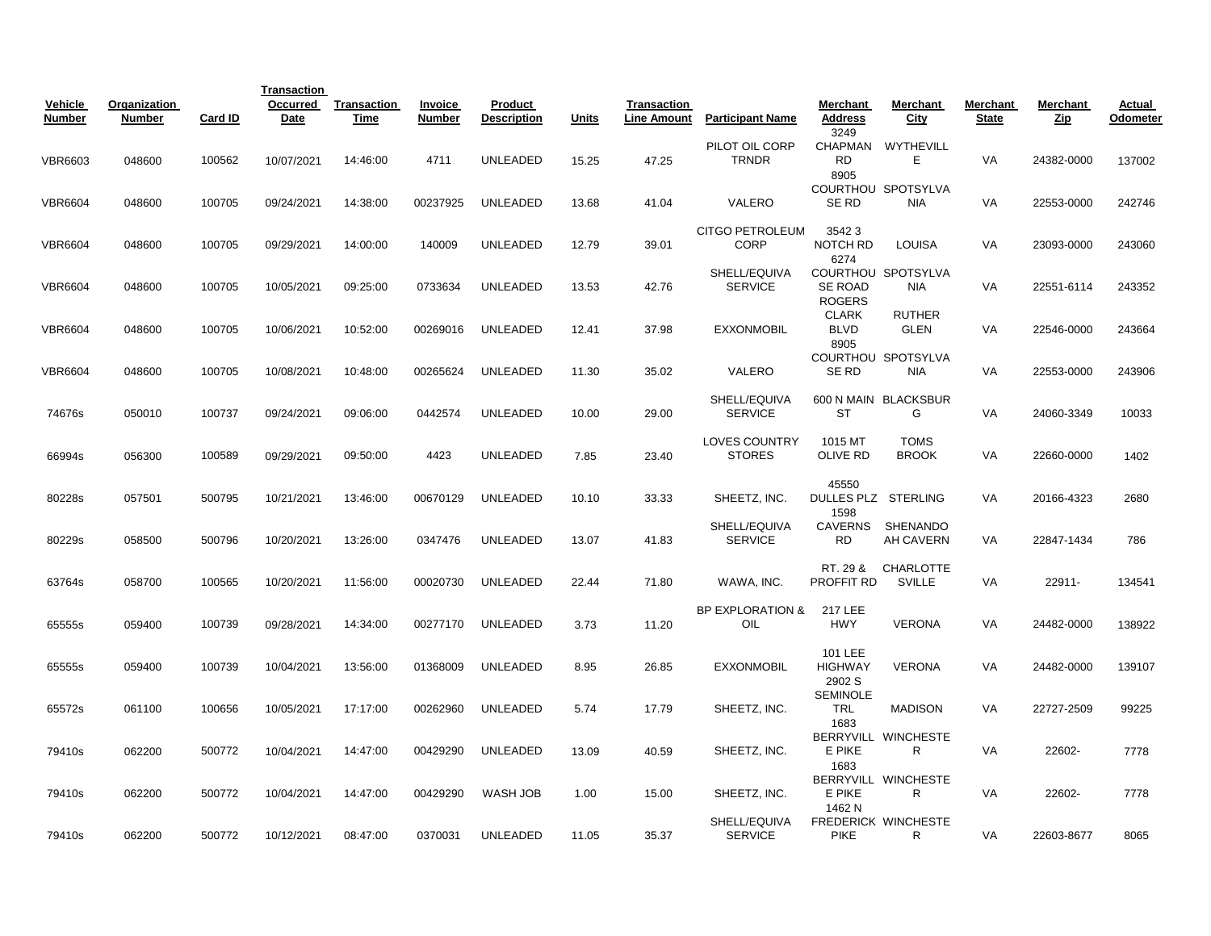| Vehicle Number | Organization Number | Card ID | Transaction Occurred Date | Transaction Time | Invoice Number | Product Description | Units | Transaction Line Amount | Participant Name | Merchant Address | Merchant City | Merchant State | Merchant Zip | Actual Odometer |
|---|---|---|---|---|---|---|---|---|---|---|---|---|---|---|
| VBR6603 | 048600 | 100562 | 10/07/2021 | 14:46:00 | 4711 | UNLEADED | 15.25 | 47.25 | PILOT OIL CORP TRNDR | 3249 CHAPMAN RD | WYTHEVILLE | VA | 24382-0000 | 137002 |
| VBR6604 | 048600 | 100705 | 09/24/2021 | 14:38:00 | 00237925 | UNLEADED | 13.68 | 41.04 | VALERO | 8905 COURTHOUSE RD | SPOTSYLVANIA | VA | 22553-0000 | 242746 |
| VBR6604 | 048600 | 100705 | 09/29/2021 | 14:00:00 | 140009 | UNLEADED | 12.79 | 39.01 | CITGO PETROLEUM CORP | 3542 3 NOTCH RD | LOUISA | VA | 23093-0000 | 243060 |
| VBR6604 | 048600 | 100705 | 10/05/2021 | 09:25:00 | 0733634 | UNLEADED | 13.53 | 42.76 | SHELL/EQUIVA SERVICE | 6274 COURTHOUSE ROAD | SPOTSYLVANIA | VA | 22551-6114 | 243352 |
| VBR6604 | 048600 | 100705 | 10/06/2021 | 10:52:00 | 00269016 | UNLEADED | 12.41 | 37.98 | EXXONMOBIL | ROGERS CLARK BLVD | RUTHER GLEN | VA | 22546-0000 | 243664 |
| VBR6604 | 048600 | 100705 | 10/08/2021 | 10:48:00 | 00265624 | UNLEADED | 11.30 | 35.02 | VALERO | 8905 COURTHOUSE RD | SPOTSYLVANIA | VA | 22553-0000 | 243906 |
| 74676s | 050010 | 100737 | 09/24/2021 | 09:06:00 | 0442574 | UNLEADED | 10.00 | 29.00 | SHELL/EQUIVA SERVICE | 600 N MAIN ST | BLACKSBURG | VA | 24060-3349 | 10033 |
| 66994s | 056300 | 100589 | 09/29/2021 | 09:50:00 | 4423 | UNLEADED | 7.85 | 23.40 | LOVES COUNTRY STORES | 1015 MT OLIVE RD | TOMS BROOK | VA | 22660-0000 | 1402 |
| 80228s | 057501 | 500795 | 10/21/2021 | 13:46:00 | 00670129 | UNLEADED | 10.10 | 33.33 | SHEETZ, INC. | 45550 DULLES PLZ | STERLING | VA | 20166-4323 | 2680 |
| 80229s | 058500 | 500796 | 10/20/2021 | 13:26:00 | 0347476 | UNLEADED | 13.07 | 41.83 | SHELL/EQUIVA SERVICE | 1598 CAVERNS RD | SHENANDOAH CAVERN | VA | 22847-1434 | 786 |
| 63764s | 058700 | 100565 | 10/20/2021 | 11:56:00 | 00020730 | UNLEADED | 22.44 | 71.80 | WAWA, INC. | RT. 29 & PROFFIT RD | CHARLOTTESVILLE | VA | 22911- | 134541 |
| 65555s | 059400 | 100739 | 09/28/2021 | 14:34:00 | 00277170 | UNLEADED | 3.73 | 11.20 | BP EXPLORATION & OIL | 217 LEE HWY | VERONA | VA | 24482-0000 | 138922 |
| 65555s | 059400 | 100739 | 10/04/2021 | 13:56:00 | 01368009 | UNLEADED | 8.95 | 26.85 | EXXONMOBIL | 101 LEE HIGHWAY | VERONA | VA | 24482-0000 | 139107 |
| 65572s | 061100 | 100656 | 10/05/2021 | 17:17:00 | 00262960 | UNLEADED | 5.74 | 17.79 | SHEETZ, INC. | 2902 S SEMINOLE TRL | MADISON | VA | 22727-2509 | 99225 |
| 79410s | 062200 | 500772 | 10/04/2021 | 14:47:00 | 00429290 | UNLEADED | 13.09 | 40.59 | SHEETZ, INC. | 1683 BERRYVILLE PIKE | WINCHESTER | VA | 22602- | 7778 |
| 79410s | 062200 | 500772 | 10/04/2021 | 14:47:00 | 00429290 | WASH JOB | 1.00 | 15.00 | SHEETZ, INC. | 1683 BERRYVILLE PIKE | WINCHESTER | VA | 22602- | 7778 |
| 79410s | 062200 | 500772 | 10/12/2021 | 08:47:00 | 0370031 | UNLEADED | 11.05 | 35.37 | SHELL/EQUIVA SERVICE | 1462 N FREDERICK PIKE | WINCHESTER | VA | 22603-8677 | 8065 |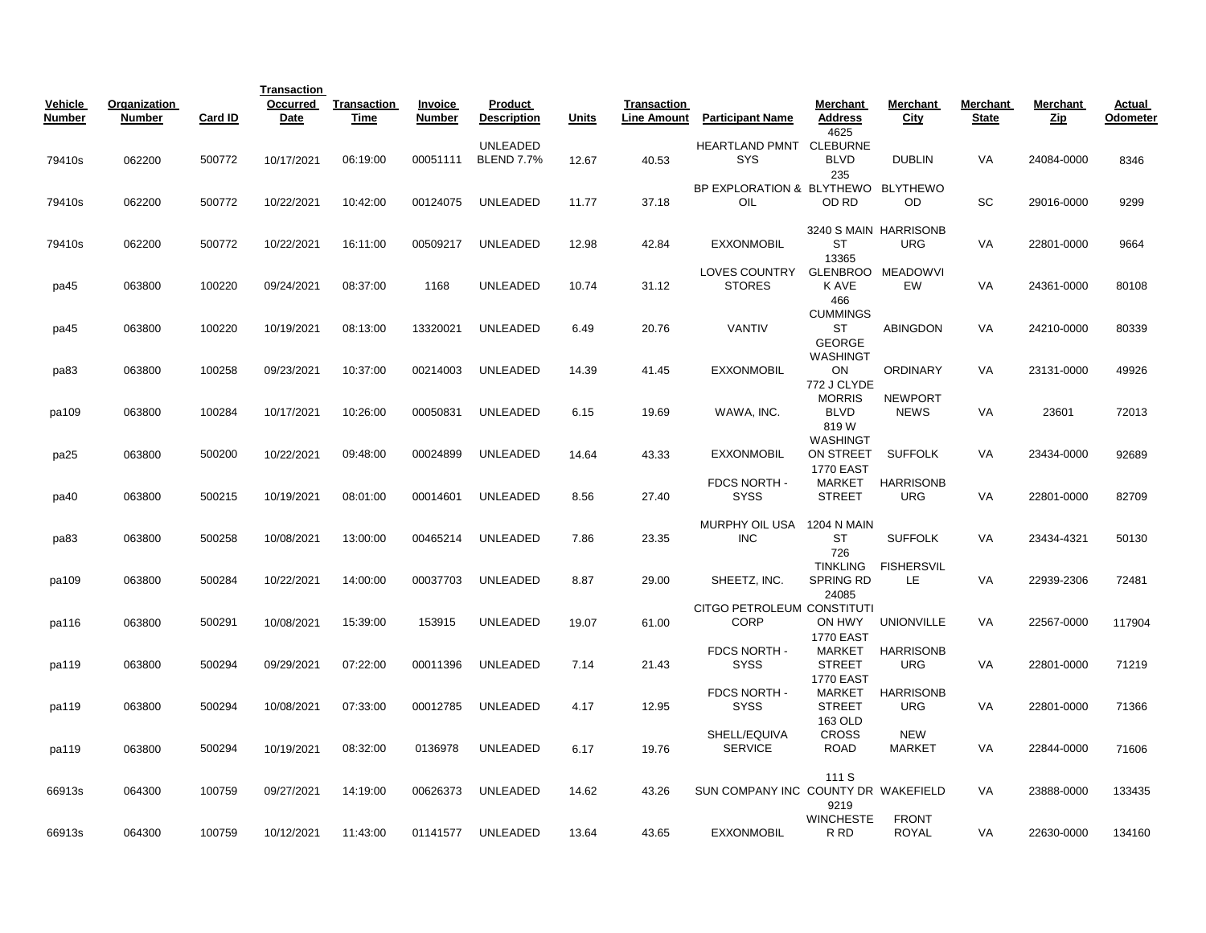| Vehicle Number | Organization Number | Card ID | Transaction Occurred Date | Transaction Time | Invoice Number | Product Description | Units | Transaction Line Amount | Participant Name | Merchant Address | Merchant City | Merchant State | Merchant Zip | Actual Odometer |
|---|---|---|---|---|---|---|---|---|---|---|---|---|---|---|
| 79410s | 062200 | 500772 | 10/17/2021 | 06:19:00 | 00051111 | UNLEADED BLEND 7.7% | 12.67 | 40.53 | HEARTLAND PMNT SYS | 4625 CLEBURNE BLVD | DUBLIN | VA | 24084-0000 | 8346 |
| 79410s | 062200 | 500772 | 10/22/2021 | 10:42:00 | 00124075 | UNLEADED | 11.77 | 37.18 | BP EXPLORATION & OIL | 235 BLYTHEWOOD RD | BLYTHEWOOD | SC | 29016-0000 | 9299 |
| 79410s | 062200 | 500772 | 10/22/2021 | 16:11:00 | 00509217 | UNLEADED | 12.98 | 42.84 | EXXONMOBIL | 3240 S MAIN ST | HARRISONBURG | VA | 22801-0000 | 9664 |
| pa45 | 063800 | 100220 | 09/24/2021 | 08:37:00 | 1168 | UNLEADED | 10.74 | 31.12 | LOVES COUNTRY STORES | 13365 GLENBROOK AVE | MEADOWVIEW | VA | 24361-0000 | 80108 |
| pa45 | 063800 | 100220 | 10/19/2021 | 08:13:00 | 13320021 | UNLEADED | 6.49 | 20.76 | VANTIV | 466 CUMMINGS ST | ABINGDON | VA | 24210-0000 | 80339 |
| pa83 | 063800 | 100258 | 09/23/2021 | 10:37:00 | 00214003 | UNLEADED | 14.39 | 41.45 | EXXONMOBIL | GEORGE WASHINGTON | ORDINARY | VA | 23131-0000 | 49926 |
| pa109 | 063800 | 100284 | 10/17/2021 | 10:26:00 | 00050831 | UNLEADED | 6.15 | 19.69 | WAWA, INC. | 772 J CLYDE MORRIS BLVD | NEWPORT NEWS | VA | 23601 | 72013 |
| pa25 | 063800 | 500200 | 10/22/2021 | 09:48:00 | 00024899 | UNLEADED | 14.64 | 43.33 | EXXONMOBIL | 819 W WASHINGTON STREET | SUFFOLK | VA | 23434-0000 | 92689 |
| pa40 | 063800 | 500215 | 10/19/2021 | 08:01:00 | 00014601 | UNLEADED | 8.56 | 27.40 | FDCS NORTH - SYSS | 1770 EAST MARKET STREET | HARRISONBURG | VA | 22801-0000 | 82709 |
| pa83 | 063800 | 500258 | 10/08/2021 | 13:00:00 | 00465214 | UNLEADED | 7.86 | 23.35 | MURPHY OIL USA INC | 1204 N MAIN ST | SUFFOLK | VA | 23434-4321 | 50130 |
| pa109 | 063800 | 500284 | 10/22/2021 | 14:00:00 | 00037703 | UNLEADED | 8.87 | 29.00 | SHEETZ, INC. | 726 TINKLING SPRING RD | FISHERSVILLE | VA | 22939-2306 | 72481 |
| pa116 | 063800 | 500291 | 10/08/2021 | 15:39:00 | 153915 | UNLEADED | 19.07 | 61.00 | CITGO PETROLEUM CORP | 24085 CONSTITUTION HWY | UNIONVILLE | VA | 22567-0000 | 117904 |
| pa119 | 063800 | 500294 | 09/29/2021 | 07:22:00 | 00011396 | UNLEADED | 7.14 | 21.43 | FDCS NORTH - SYSS | 1770 EAST MARKET STREET | HARRISONBURG | VA | 22801-0000 | 71219 |
| pa119 | 063800 | 500294 | 10/08/2021 | 07:33:00 | 00012785 | UNLEADED | 4.17 | 12.95 | FDCS NORTH - SYSS | 1770 EAST MARKET STREET | HARRISONBURG | VA | 22801-0000 | 71366 |
| pa119 | 063800 | 500294 | 10/19/2021 | 08:32:00 | 0136978 | UNLEADED | 6.17 | 19.76 | SHELL/EQUIVA SERVICE | 163 OLD CROSS ROAD | NEW MARKET | VA | 22844-0000 | 71606 |
| 66913s | 064300 | 100759 | 09/27/2021 | 14:19:00 | 00626373 | UNLEADED | 14.62 | 43.26 | SUN COMPANY INC | 111 S COUNTY DR | WAKEFIELD | VA | 23888-0000 | 133435 |
| 66913s | 064300 | 100759 | 10/12/2021 | 11:43:00 | 01141577 | UNLEADED | 13.64 | 43.65 | EXXONMOBIL | 9219 WINCHESTER RD | FRONT ROYAL | VA | 22630-0000 | 134160 |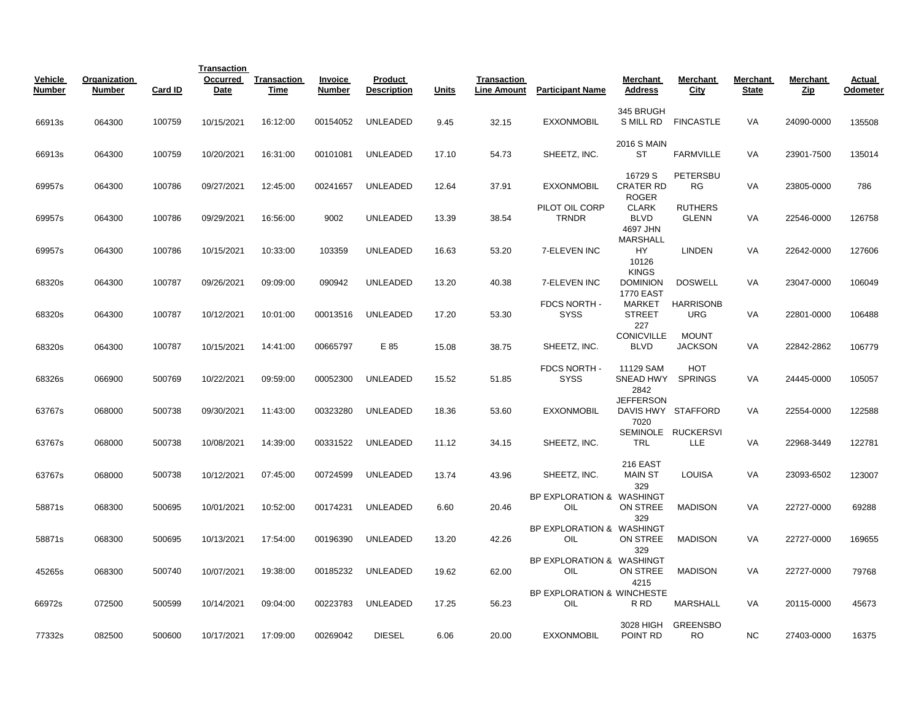| Vehicle Number | Organization Number | Card ID | Transaction Occurred Date | Transaction Time | Invoice Number | Product Description | Units | Transaction Line Amount | Participant Name | Merchant Address | Merchant City | Merchant State | Merchant Zip | Actual Odometer |
|---|---|---|---|---|---|---|---|---|---|---|---|---|---|---|
| 66913s | 064300 | 100759 | 10/15/2021 | 16:12:00 | 00154052 | UNLEADED | 9.45 | 32.15 | EXXONMOBIL | 345 BRUGH S MILL RD | FINCASTLE | VA | 24090-0000 | 135508 |
| 66913s | 064300 | 100759 | 10/20/2021 | 16:31:00 | 00101081 | UNLEADED | 17.10 | 54.73 | SHEETZ, INC. | 2016 S MAIN ST | FARMVILLE | VA | 23901-7500 | 135014 |
| 69957s | 064300 | 100786 | 09/27/2021 | 12:45:00 | 00241657 | UNLEADED | 12.64 | 37.91 | EXXONMOBIL | 16729 S CRATER RD | PETERSBURG | VA | 23805-0000 | 786 |
| 69957s | 064300 | 100786 | 09/29/2021 | 16:56:00 | 9002 | UNLEADED | 13.39 | 38.54 | PILOT OIL CORP TRNDR | ROGER CLARK BLVD | RUTHERS GLENN | VA | 22546-0000 | 126758 |
| 69957s | 064300 | 100786 | 10/15/2021 | 10:33:00 | 103359 | UNLEADED | 16.63 | 53.20 | 7-ELEVEN INC | 4697 JHN MARSHALL HY | LINDEN | VA | 22642-0000 | 127606 |
| 68320s | 064300 | 100787 | 09/26/2021 | 09:09:00 | 090942 | UNLEADED | 13.20 | 40.38 | 7-ELEVEN INC | 10126 KINGS DOMINION | DOSWELL | VA | 23047-0000 | 106049 |
| 68320s | 064300 | 100787 | 10/12/2021 | 10:01:00 | 00013516 | UNLEADED | 17.20 | 53.30 | FDCS NORTH - SYSS | 1770 EAST MARKET STREET | HARRISONBURG | VA | 22801-0000 | 106488 |
| 68320s | 064300 | 100787 | 10/15/2021 | 14:41:00 | 00665797 | E 85 | 15.08 | 38.75 | SHEETZ, INC. | 227 CONICVILLE BLVD | MOUNT JACKSON | VA | 22842-2862 | 106779 |
| 68326s | 066900 | 500769 | 10/22/2021 | 09:59:00 | 00052300 | UNLEADED | 15.52 | 51.85 | FDCS NORTH - SYSS | 11129 SAM SNEAD HWY | HOT SPRINGS | VA | 24445-0000 | 105057 |
| 63767s | 068000 | 500738 | 09/30/2021 | 11:43:00 | 00323280 | UNLEADED | 18.36 | 53.60 | EXXONMOBIL | 2842 JEFFERSON DAVIS HWY | STAFFORD | VA | 22554-0000 | 122588 |
| 63767s | 068000 | 500738 | 10/08/2021 | 14:39:00 | 00331522 | UNLEADED | 11.12 | 34.15 | SHEETZ, INC. | 7020 SEMINOLE TRL | RUCKERSVILLE | VA | 22968-3449 | 122781 |
| 63767s | 068000 | 500738 | 10/12/2021 | 07:45:00 | 00724599 | UNLEADED | 13.74 | 43.96 | SHEETZ, INC. | 216 EAST MAIN ST | LOUISA | VA | 23093-6502 | 123007 |
| 58871s | 068300 | 500695 | 10/01/2021 | 10:52:00 | 00174231 | UNLEADED | 6.60 | 20.46 | BP EXPLORATION & OIL | 329 WASHINGTON STREE | MADISON | VA | 22727-0000 | 69288 |
| 58871s | 068300 | 500695 | 10/13/2021 | 17:54:00 | 00196390 | UNLEADED | 13.20 | 42.26 | BP EXPLORATION & OIL | 329 WASHINGTON STREE | MADISON | VA | 22727-0000 | 169655 |
| 45265s | 068300 | 500740 | 10/07/2021 | 19:38:00 | 00185232 | UNLEADED | 19.62 | 62.00 | BP EXPLORATION & OIL | 329 WASHINGTON STREE | MADISON | VA | 22727-0000 | 79768 |
| 66972s | 072500 | 500599 | 10/14/2021 | 09:04:00 | 00223783 | UNLEADED | 17.25 | 56.23 | BP EXPLORATION & OIL | 4215 WINCHESTER RD | MARSHALL | VA | 20115-0000 | 45673 |
| 77332s | 082500 | 500600 | 10/17/2021 | 17:09:00 | 00269042 | DIESEL | 6.06 | 20.00 | EXXONMOBIL | 3028 HIGH POINT RD | GREENSBORO | NC | 27403-0000 | 16375 |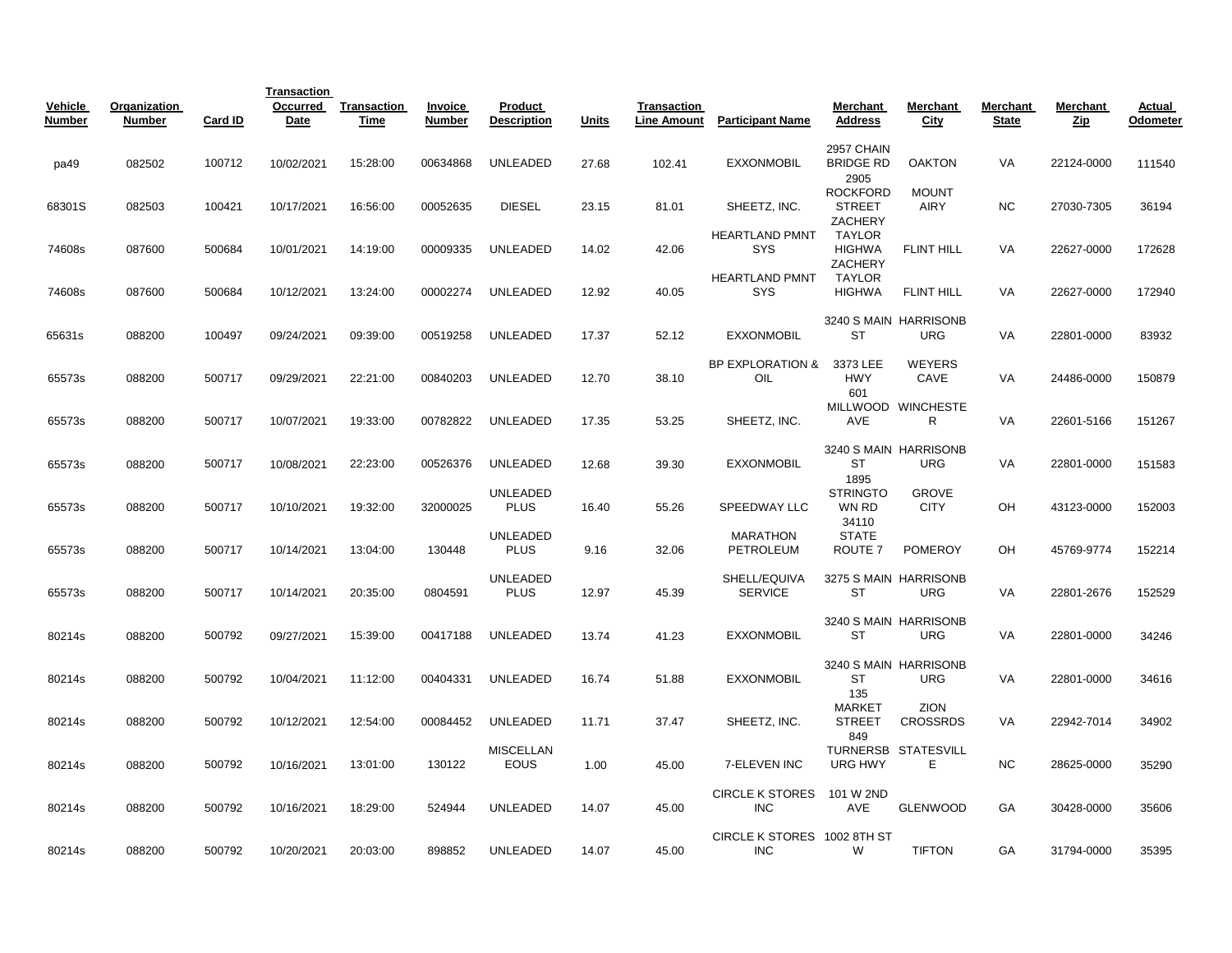| Vehicle Number | Organization Number | Card ID | Transaction Occurred Date | Transaction Time | Invoice Number | Product Description | Units | Transaction Line Amount | Participant Name | Merchant Address | Merchant City | Merchant State | Merchant Zip | Actual Odometer |
|---|---|---|---|---|---|---|---|---|---|---|---|---|---|---|
| pa49 | 082502 | 100712 | 10/02/2021 | 15:28:00 | 00634868 | UNLEADED | 27.68 | 102.41 | EXXONMOBIL | 2957 CHAIN BRIDGE RD | OAKTON | VA | 22124-0000 | 111540 |
| 68301S | 082503 | 100421 | 10/17/2021 | 16:56:00 | 00052635 | DIESEL | 23.15 | 81.01 | SHEETZ, INC. | 2905 ROCKFORD STREET | MOUNT AIRY | NC | 27030-7305 | 36194 |
| 74608s | 087600 | 500684 | 10/01/2021 | 14:19:00 | 00009335 | UNLEADED | 14.02 | 42.06 | HEARTLAND PMNT SYS | ZACHERY TAYLOR HIGHWA | FLINT HILL | VA | 22627-0000 | 172628 |
| 74608s | 087600 | 500684 | 10/12/2021 | 13:24:00 | 00002274 | UNLEADED | 12.92 | 40.05 | HEARTLAND PMNT SYS | ZACHERY TAYLOR HIGHWA | FLINT HILL | VA | 22627-0000 | 172940 |
| 65631s | 088200 | 100497 | 09/24/2021 | 09:39:00 | 00519258 | UNLEADED | 17.37 | 52.12 | EXXONMOBIL | 3240 S MAIN ST | HARRISONBURG | VA | 22801-0000 | 83932 |
| 65573s | 088200 | 500717 | 09/29/2021 | 22:21:00 | 00840203 | UNLEADED | 12.70 | 38.10 | BP EXPLORATION & OIL | 3373 LEE HWY | WEYERS CAVE | VA | 24486-0000 | 150879 |
| 65573s | 088200 | 500717 | 10/07/2021 | 19:33:00 | 00782822 | UNLEADED | 17.35 | 53.25 | SHEETZ, INC. | 601 MILLWOOD AVE | WINCHESTER | VA | 22601-5166 | 151267 |
| 65573s | 088200 | 500717 | 10/08/2021 | 22:23:00 | 00526376 | UNLEADED | 12.68 | 39.30 | EXXONMOBIL | 3240 S MAIN ST | HARRISONBURG | VA | 22801-0000 | 151583 |
| 65573s | 088200 | 500717 | 10/10/2021 | 19:32:00 | 32000025 | UNLEADED PLUS | 16.40 | 55.26 | SPEEDWAY LLC | 1895 STRINGTOWN RD | GROVE CITY | OH | 43123-0000 | 152003 |
| 65573s | 088200 | 500717 | 10/14/2021 | 13:04:00 | 130448 | UNLEADED PLUS | 9.16 | 32.06 | MARATHON PETROLEUM | 34110 STATE ROUTE 7 | POMEROY | OH | 45769-9774 | 152214 |
| 65573s | 088200 | 500717 | 10/14/2021 | 20:35:00 | 0804591 | UNLEADED PLUS | 12.97 | 45.39 | SHELL/EQUIVA SERVICE | 3275 S MAIN ST | HARRISONBURG | VA | 22801-2676 | 152529 |
| 80214s | 088200 | 500792 | 09/27/2021 | 15:39:00 | 00417188 | UNLEADED | 13.74 | 41.23 | EXXONMOBIL | 3240 S MAIN ST | HARRISONBURG | VA | 22801-0000 | 34246 |
| 80214s | 088200 | 500792 | 10/04/2021 | 11:12:00 | 00404331 | UNLEADED | 16.74 | 51.88 | EXXONMOBIL | 3240 S MAIN ST | HARRISONBURG | VA | 22801-0000 | 34616 |
| 80214s | 088200 | 500792 | 10/12/2021 | 12:54:00 | 00084452 | UNLEADED | 11.71 | 37.47 | SHEETZ, INC. | 135 MARKET STREET | ZION CROSSRDS | VA | 22942-7014 | 34902 |
| 80214s | 088200 | 500792 | 10/16/2021 | 13:01:00 | 130122 | MISCELLANEOUS | 1.00 | 45.00 | 7-ELEVEN INC | 849 TURNERSBURG HWY | STATESVILLE | NC | 28625-0000 | 35290 |
| 80214s | 088200 | 500792 | 10/16/2021 | 18:29:00 | 524944 | UNLEADED | 14.07 | 45.00 | CIRCLE K STORES INC | 101 W 2ND AVE | GLENWOOD | GA | 30428-0000 | 35606 |
| 80214s | 088200 | 500792 | 10/20/2021 | 20:03:00 | 898852 | UNLEADED | 14.07 | 45.00 | CIRCLE K STORES INC | 1002 8TH ST W | TIFTON | GA | 31794-0000 | 35395 |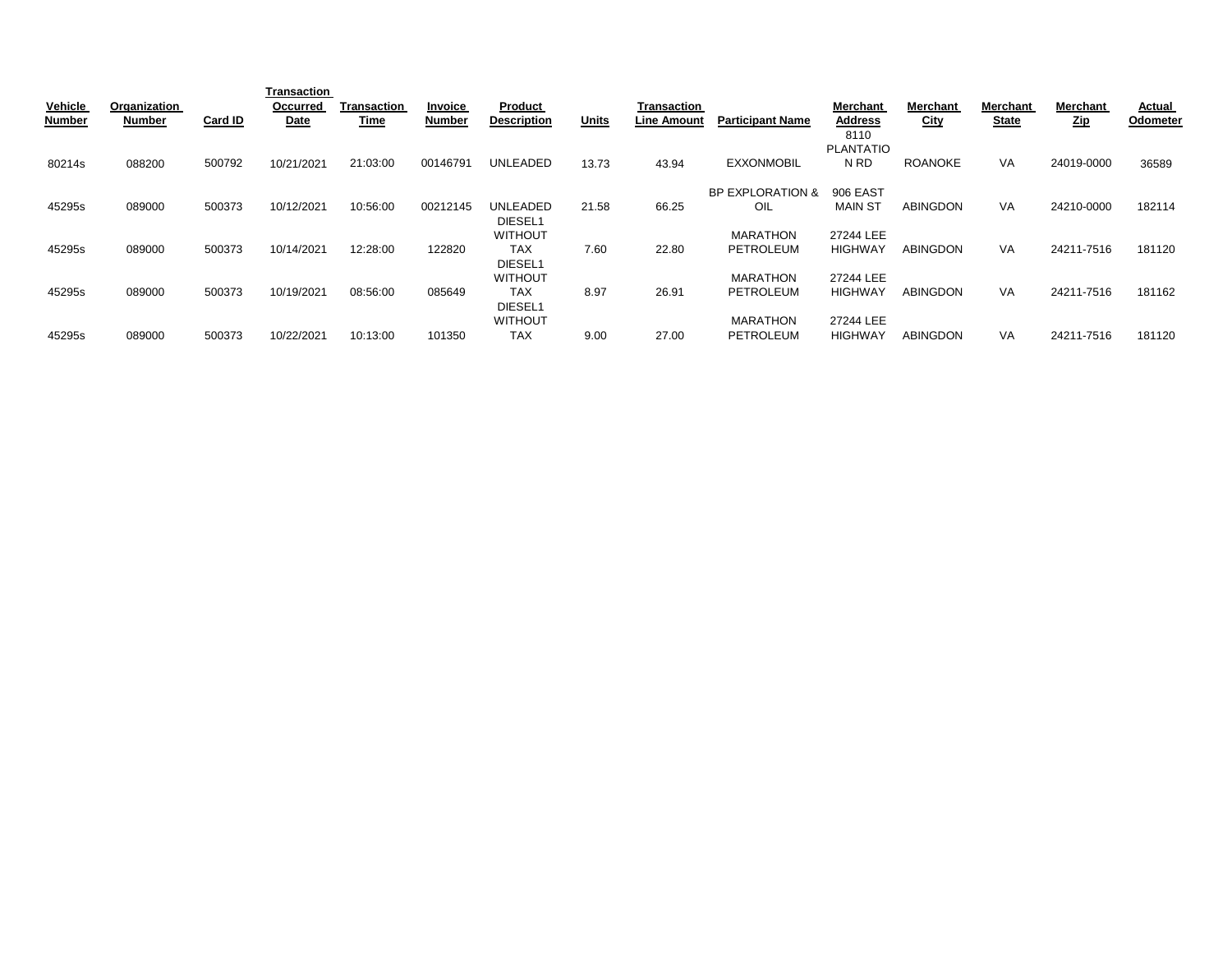| Vehicle Number | Organization Number | Card ID | Transaction Occurred Date | Transaction Time | Invoice Number | Product Description | Units | Transaction Line Amount | Participant Name | Merchant Address | Merchant City | Merchant State | Merchant Zip | Actual Odometer |
|---|---|---|---|---|---|---|---|---|---|---|---|---|---|---|
| 80214s | 088200 | 500792 | 10/21/2021 | 21:03:00 | 00146791 | UNLEADED | 13.73 | 43.94 | EXXONMOBIL | 8110 PLANTATION RD | ROANOKE | VA | 24019-0000 | 36589 |
| 45295s | 089000 | 500373 | 10/12/2021 | 10:56:00 | 00212145 | UNLEADED | 21.58 | 66.25 | BP EXPLORATION & OIL | 906 EAST MAIN ST | ABINGDON | VA | 24210-0000 | 182114 |
| 45295s | 089000 | 500373 | 10/14/2021 | 12:28:00 | 122820 | DIESEL1 WITHOUT TAX | 7.60 | 22.80 | MARATHON PETROLEUM | 27244 LEE HIGHWAY | ABINGDON | VA | 24211-7516 | 181120 |
| 45295s | 089000 | 500373 | 10/19/2021 | 08:56:00 | 085649 | DIESEL1 WITHOUT TAX | 8.97 | 26.91 | MARATHON PETROLEUM | 27244 LEE HIGHWAY | ABINGDON | VA | 24211-7516 | 181162 |
| 45295s | 089000 | 500373 | 10/22/2021 | 10:13:00 | 101350 | DIESEL1 WITHOUT TAX | 9.00 | 27.00 | MARATHON PETROLEUM | 27244 LEE HIGHWAY | ABINGDON | VA | 24211-7516 | 181120 |